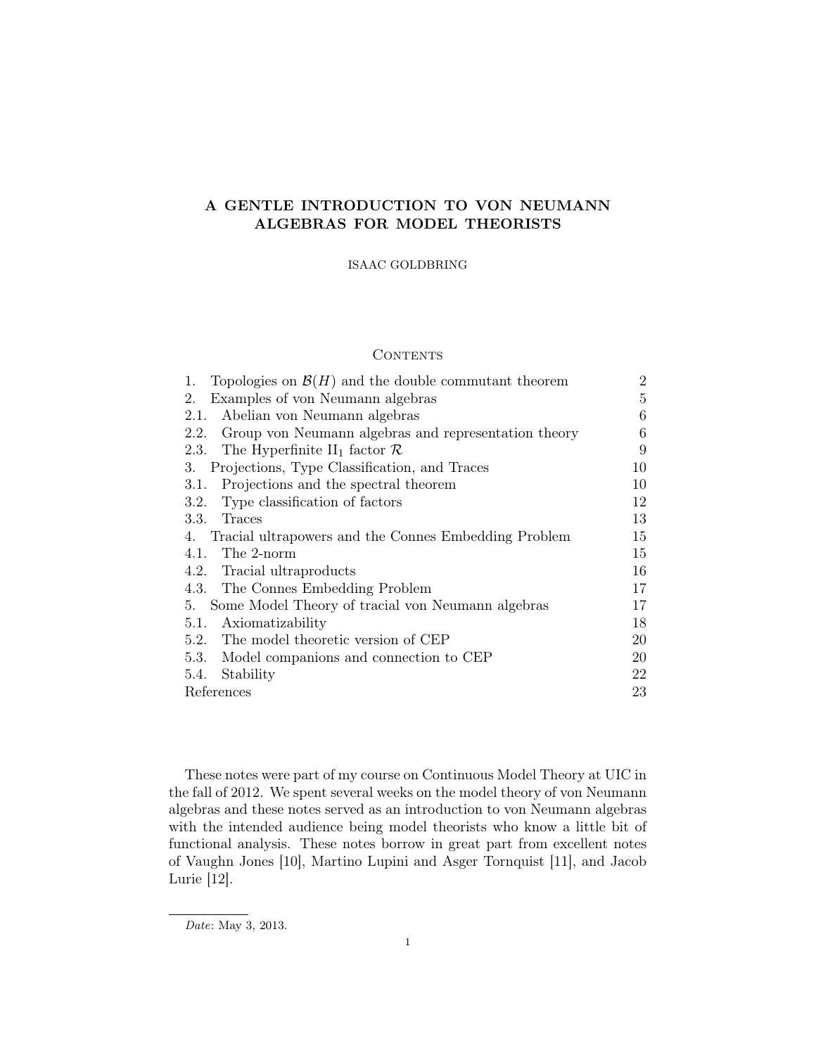# A GENTLE INTRODUCTION TO VON NEUMANN ALGEBRAS FOR MODEL THEORISTS

ISAAC GOLDBRING

## Contents

| | | |
|---|---|---|
| 1. | Topologies on $\mathcal{B}(H)$ and the double commutant theorem | 2 |
| 2. | Examples of von Neumann algebras | 5 |
| 2.1. | Abelian von Neumann algebras | 6 |
| 2.2. | Group von Neumann algebras and representation theory | 6 |
| 2.3. | The Hyperfinite $\text{II}_1$ factor $\mathcal{R}$ | 9 |
| 3. | Projections, Type Classification, and Traces | 10 |
| 3.1. | Projections and the spectral theorem | 10 |
| 3.2. | Type classification of factors | 12 |
| 3.3. | Traces | 13 |
| 4. | Tracial ultrapowers and the Connes Embedding Problem | 15 |
| 4.1. | The 2-norm | 15 |
| 4.2. | Tracial ultraproducts | 16 |
| 4.3. | The Connes Embedding Problem | 17 |
| 5. | Some Model Theory of tracial von Neumann algebras | 17 |
| 5.1. | Axiomatizability | 18 |
| 5.2. | The model theoretic version of CEP | 20 |
| 5.3. | Model companions and connection to CEP | 20 |
| 5.4. | Stability | 22 |
| | References | 23 |

These notes were part of my course on Continuous Model Theory at UIC in the fall of 2012. We spent several weeks on the model theory of von Neumann algebras and these notes served as an introduction to von Neumann algebras with the intended audience being model theorists who know a little bit of functional analysis. These notes borrow in great part from excellent notes of Vaughn Jones [10], Martino Lupini and Asger Tornquist [11], and Jacob Lurie [12].

*Date*: May 3, 2013.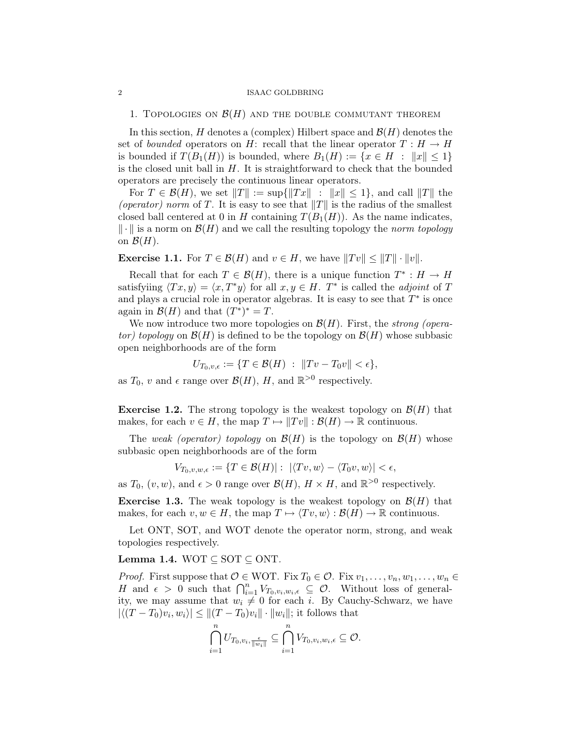## 1. Topologies on $\mathcal{B}(H)$ and the double commutant theorem

In this section, $H$ denotes a (complex) Hilbert space and $\mathcal{B}(H)$ denotes the set of *bounded* operators on $H$: recall that the linear operator $T : H \to H$ is bounded if $T(B_1(H))$ is bounded, where $B_1(H) := \{x \in H \ : \ \|x\| \leq 1\}$ is the closed unit ball in $H$. It is straightforward to check that the bounded operators are precisely the continuous linear operators.

For $T \in \mathcal{B}(H)$, we set $\|T\| := \sup\{\|Tx\| \ : \ \|x\| \leq 1\}$, and call $\|T\|$ the *(operator) norm* of $T$. It is easy to see that $\|T\|$ is the radius of the smallest closed ball centered at 0 in $H$ containing $T(B_1(H))$. As the name indicates, $\|\cdot\|$ is a norm on $\mathcal{B}(H)$ and we call the resulting topology the *norm topology* on $\mathcal{B}(H)$.

**Exercise 1.1.** For $T \in \mathcal{B}(H)$ and $v \in H$, we have $\|Tv\| \leq \|T\| \cdot \|v\|$.

Recall that for each $T \in \mathcal{B}(H)$, there is a unique function $T^* : H \to H$ satisfyiing $\langle Tx, y\rangle = \langle x, T^*y\rangle$ for all $x, y \in H$. $T^*$ is called the *adjoint* of $T$ and plays a crucial role in operator algebras. It is easy to see that $T^*$ is once again in $\mathcal{B}(H)$ and that $(T^*)^* = T$.

We now introduce two more topologies on $\mathcal{B}(H)$. First, the *strong (operator) topology* on $\mathcal{B}(H)$ is defined to be the topology on $\mathcal{B}(H)$ whose subbasic open neighborhoods are of the form

$$U_{T_0,v,\epsilon} := \{T \in \mathcal{B}(H) \ : \ \|Tv - T_0v\| < \epsilon\},$$

as $T_0$, $v$ and $\epsilon$ range over $\mathcal{B}(H)$, $H$, and $\mathbb{R}^{>0}$ respectively.

**Exercise 1.2.** The strong topology is the weakest topology on $\mathcal{B}(H)$ that makes, for each $v \in H$, the map $T \mapsto \|Tv\| : \mathcal{B}(H) \to \mathbb{R}$ continuous.

The *weak (operator) topology* on $\mathcal{B}(H)$ is the topology on $\mathcal{B}(H)$ whose subbasic open neighborhoods are of the form

$$V_{T_0,v,w,\epsilon} := \{T \in \mathcal{B}(H) | \ : \ |\langle Tv, w\rangle - \langle T_0v, w\rangle| < \epsilon,$$

as $T_0$, $(v, w)$, and $\epsilon > 0$ range over $\mathcal{B}(H)$, $H \times H$, and $\mathbb{R}^{>0}$ respectively.

**Exercise 1.3.** The weak topology is the weakest topology on $\mathcal{B}(H)$ that makes, for each $v, w \in H$, the map $T \mapsto \langle Tv, w\rangle : \mathcal{B}(H) \to \mathbb{R}$ continuous.

Let ONT, SOT, and WOT denote the operator norm, strong, and weak topologies respectively.

**Lemma 1.4.** WOT $\subseteq$ SOT $\subseteq$ ONT.

*Proof.* First suppose that $\mathcal{O} \in$ WOT. Fix $T_0 \in \mathcal{O}$. Fix $v_1, \ldots, v_n, w_1, \ldots, w_n \in H$ and $\epsilon > 0$ such that $\bigcap_{i=1}^n V_{T_0,v_i,w_i,\epsilon} \subseteq \mathcal{O}$. Without loss of generality, we may assume that $w_i \neq 0$ for each $i$. By Cauchy-Schwarz, we have $|\langle (T - T_0)v_i, w_i\rangle| \leq \|(T - T_0)v_i\| \cdot \|w_i\|$; it follows that

$$\bigcap_{i=1}^n U_{T_0,v_i,\frac{\epsilon}{\|w_i\|}} \subseteq \bigcap_{i=1}^n V_{T_0,v_i,w_i,\epsilon} \subseteq \mathcal{O}.$$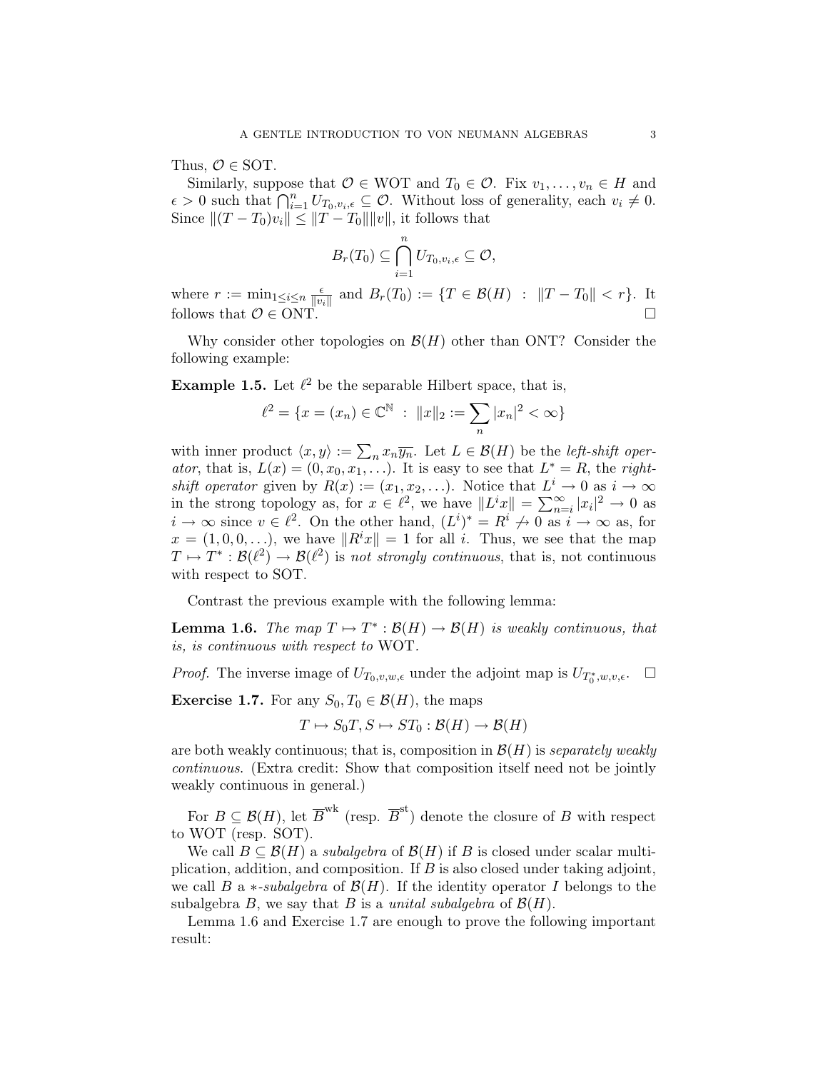Thus, $\mathcal{O} \in$ SOT.

Similarly, suppose that $\mathcal{O} \in$ WOT and $T_0 \in \mathcal{O}$. Fix $v_1, \ldots, v_n \in H$ and $\epsilon > 0$ such that $\bigcap_{i=1}^n U_{T_0,v_i,\epsilon} \subseteq \mathcal{O}$. Without loss of generality, each $v_i \neq 0$. Since $\|(T - T_0)v_i\| \leq \|T - T_0\|\|v\|$, it follows that

$$B_r(T_0) \subseteq \bigcap_{i=1}^n U_{T_0,v_i,\epsilon} \subseteq \mathcal{O},$$

where $r := \min_{1 \leq i \leq n} \frac{\epsilon}{\|v_i\|}$ and $B_r(T_0) := \{T \in \mathcal{B}(H) \ : \ \|T - T_0\| < r\}$. It follows that $\mathcal{O} \in$ ONT. $\square$

Why consider other topologies on $\mathcal{B}(H)$ other than ONT? Consider the following example:

**Example 1.5.** Let $\ell^2$ be the separable Hilbert space, that is,

$$\ell^2 = \{x = (x_n) \in \mathbb{C}^{\mathbb{N}} \ : \ \|x\|_2 := \sum_n |x_n|^2 < \infty\}$$

with inner product $\langle x, y\rangle := \sum_n x_n \overline{y_n}$. Let $L \in \mathcal{B}(H)$ be the *left-shift operator*, that is, $L(x) = (0, x_0, x_1, \ldots)$. It is easy to see that $L^* = R$, the *right-shift operator* given by $R(x) := (x_1, x_2, \ldots)$. Notice that $L^i \to 0$ as $i \to \infty$ in the strong topology as, for $x \in \ell^2$, we have $\|L^i x\| = \sum_{n=i}^\infty |x_i|^2 \to 0$ as $i \to \infty$ since $v \in \ell^2$. On the other hand, $(L^i)^* = R^i \not\to 0$ as $i \to \infty$ as, for $x = (1, 0, 0, \ldots)$, we have $\|R^i x\| = 1$ for all $i$. Thus, we see that the map $T \mapsto T^* : \mathcal{B}(\ell^2) \to \mathcal{B}(\ell^2)$ is *not strongly continuous*, that is, not continuous with respect to SOT.

Contrast the previous example with the following lemma:

**Lemma 1.6.** *The map $T \mapsto T^* : \mathcal{B}(H) \to \mathcal{B}(H)$ is weakly continuous, that is, is continuous with respect to* WOT.

*Proof.* The inverse image of $U_{T_0,v,w,\epsilon}$ under the adjoint map is $U_{T_0^*,w,v,\epsilon}$. $\square$

**Exercise 1.7.** For any $S_0, T_0 \in \mathcal{B}(H)$, the maps

$$T \mapsto S_0 T, S \mapsto S T_0 : \mathcal{B}(H) \to \mathcal{B}(H)$$

are both weakly continuous; that is, composition in $\mathcal{B}(H)$ is *separately weakly continuous*. (Extra credit: Show that composition itself need not be jointly weakly continuous in general.)

For $B \subseteq \mathcal{B}(H)$, let $\overline{B}^{\text{wk}}$ (resp. $\overline{B}^{\text{st}}$) denote the closure of $B$ with respect to WOT (resp. SOT).

We call $B \subseteq \mathcal{B}(H)$ a *subalgebra* of $\mathcal{B}(H)$ if $B$ is closed under scalar multiplication, addition, and composition. If $B$ is also closed under taking adjoint, we call $B$ a $*$-*subalgebra* of $\mathcal{B}(H)$. If the identity operator $I$ belongs to the subalgebra $B$, we say that $B$ is a *unital subalgebra* of $\mathcal{B}(H)$.

Lemma 1.6 and Exercise 1.7 are enough to prove the following important result: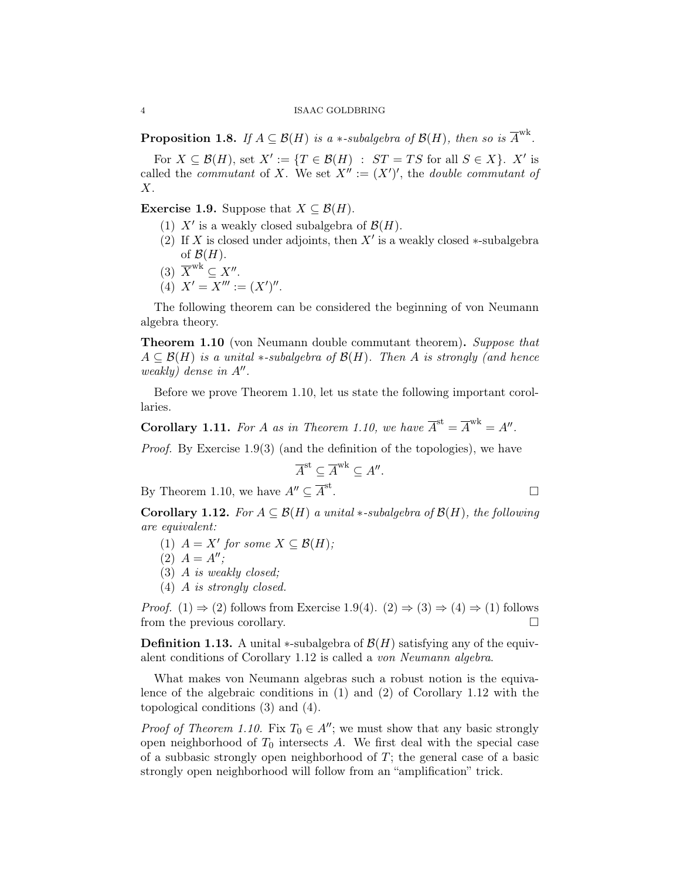**Proposition 1.8.** *If $A \subseteq \mathcal{B}(H)$ is a $*$-subalgebra of $\mathcal{B}(H)$, then so is $\overline{A}^{\text{wk}}$.*

For $X \subseteq \mathcal{B}(H)$, set $X' := \{T \in \mathcal{B}(H) \ : \ ST = TS \text{ for all } S \in X\}$. $X'$ is called the *commutant* of $X$. We set $X'' := (X')'$, the *double commutant of* $X$.

**Exercise 1.9.** Suppose that $X \subseteq \mathcal{B}(H)$.

1. $X'$ is a weakly closed subalgebra of $\mathcal{B}(H)$.
2. If $X$ is closed under adjoints, then $X'$ is a weakly closed $*$-subalgebra of $\mathcal{B}(H)$.
3. $\overline{X}^{\text{wk}} \subseteq X''$.
4. $X' = X''' := (X')''$.

The following theorem can be considered the beginning of von Neumann algebra theory.

**Theorem 1.10** (von Neumann double commutant theorem)**.** *Suppose that $A \subseteq \mathcal{B}(H)$ is a unital $*$-subalgebra of $\mathcal{B}(H)$. Then $A$ is strongly (and hence weakly) dense in $A''$.*

Before we prove Theorem 1.10, let us state the following important corollaries.

**Corollary 1.11.** *For $A$ as in Theorem 1.10, we have $\overline{A}^{\text{st}} = \overline{A}^{\text{wk}} = A''$.*

*Proof.* By Exercise 1.9(3) (and the definition of the topologies), we have

$$\overline{A}^{\text{st}} \subseteq \overline{A}^{\text{wk}} \subseteq A''.$$

By Theorem 1.10, we have $A'' \subseteq \overline{A}^{\text{st}}$. □

**Corollary 1.12.** *For $A \subseteq \mathcal{B}(H)$ a unital $*$-subalgebra of $\mathcal{B}(H)$, the following are equivalent:*

1. *$A = X'$ for some $X \subseteq \mathcal{B}(H)$;*
2. *$A = A''$;*
3. *$A$ is weakly closed;*
4. *$A$ is strongly closed.*

*Proof.* (1) $\Rightarrow$ (2) follows from Exercise 1.9(4). (2) $\Rightarrow$ (3) $\Rightarrow$ (4) $\Rightarrow$ (1) follows from the previous corollary. □

**Definition 1.13.** A unital $*$-subalgebra of $\mathcal{B}(H)$ satisfying any of the equivalent conditions of Corollary 1.12 is called a *von Neumann algebra*.

What makes von Neumann algebras such a robust notion is the equivalence of the algebraic conditions in (1) and (2) of Corollary 1.12 with the topological conditions (3) and (4).

*Proof of Theorem 1.10.* Fix $T_0 \in A''$; we must show that any basic strongly open neighborhood of $T_0$ intersects $A$. We first deal with the special case of a subbasic strongly open neighborhood of $T$; the general case of a basic strongly open neighborhood will follow from an "amplification" trick.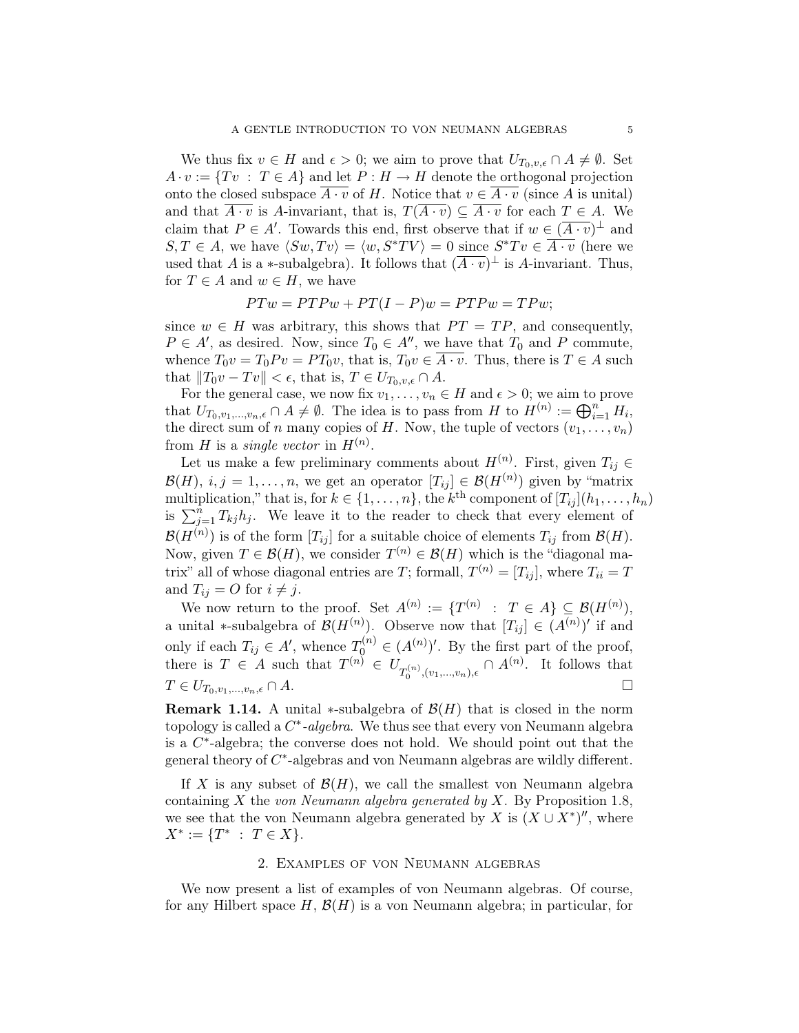We thus fix $v \in H$ and $\epsilon > 0$; we aim to prove that $U_{T_0,v,\epsilon} \cap A \neq \emptyset$. Set $A \cdot v := \{Tv \ : \ T \in A\}$ and let $P : H \to H$ denote the orthogonal projection onto the closed subspace $\overline{A \cdot v}$ of $H$. Notice that $v \in \overline{A \cdot v}$ (since $A$ is unital) and that $\overline{A \cdot v}$ is $A$-invariant, that is, $T(\overline{A \cdot v}) \subseteq \overline{A \cdot v}$ for each $T \in A$. We claim that $P \in A'$. Towards this end, first observe that if $w \in (\overline{A \cdot v})^{\perp}$ and $S, T \in A$, we have $\langle Sw, Tv \rangle = \langle w, S^*TV \rangle = 0$ since $S^*Tv \in \overline{A \cdot v}$ (here we used that $A$ is a $*$-subalgebra). It follows that $(\overline{A \cdot v})^{\perp}$ is $A$-invariant. Thus, for $T \in A$ and $w \in H$, we have

$$PTw = PTPw + PT(I - P)w = PTPw = TPw;$$

since $w \in H$ was arbitrary, this shows that $PT = TP$, and consequently, $P \in A'$, as desired. Now, since $T_0 \in A''$, we have that $T_0$ and $P$ commute, whence $T_0 v = T_0 P v = P T_0 v$, that is, $T_0 v \in \overline{A \cdot v}$. Thus, there is $T \in A$ such that $\|T_0 v - Tv\| < \epsilon$, that is, $T \in U_{T_0,v,\epsilon} \cap A$.

For the general case, we now fix $v_1, \ldots, v_n \in H$ and $\epsilon > 0$; we aim to prove that $U_{T_0,v_1,\ldots,v_n,\epsilon} \cap A \neq \emptyset$. The idea is to pass from $H$ to $H^{(n)} := \bigoplus_{i=1}^n H_i$, the direct sum of $n$ many copies of $H$. Now, the tuple of vectors $(v_1, \ldots, v_n)$ from $H$ is a *single vector* in $H^{(n)}$.

Let us make a few preliminary comments about $H^{(n)}$. First, given $T_{ij} \in \mathcal{B}(H)$, $i, j = 1, \ldots, n$, we get an operator $[T_{ij}] \in \mathcal{B}(H^{(n)})$ given by "matrix multiplication," that is, for $k \in \{1, \ldots, n\}$, the $k^{\text{th}}$ component of $[T_{ij}](h_1, \ldots, h_n)$ is $\sum_{j=1}^n T_{kj} h_j$. We leave it to the reader to check that every element of $\mathcal{B}(H^{(n)})$ is of the form $[T_{ij}]$ for a suitable choice of elements $T_{ij}$ from $\mathcal{B}(H)$. Now, given $T \in \mathcal{B}(H)$, we consider $T^{(n)} \in \mathcal{B}(H)$ which is the "diagonal matrix" all of whose diagonal entries are $T$; formall, $T^{(n)} = [T_{ij}]$, where $T_{ii} = T$ and $T_{ij} = O$ for $i \neq j$.

We now return to the proof. Set $A^{(n)} := \{T^{(n)} \ : \ T \in A\} \subseteq \mathcal{B}(H^{(n)})$, a unital $*$-subalgebra of $\mathcal{B}(H^{(n)})$. Observe now that $[T_{ij}] \in (A^{(n)})'$ if and only if each $T_{ij} \in A'$, whence $T_0^{(n)} \in (A^{(n)})'$. By the first part of the proof, there is $T \in A$ such that $T^{(n)} \in U_{T_0^{(n)},(v_1,\ldots,v_n),\epsilon} \cap A^{(n)}$. It follows that $T \in U_{T_0,v_1,\ldots,v_n,\epsilon} \cap A$. □

**Remark 1.14.** A unital $*$-subalgebra of $\mathcal{B}(H)$ that is closed in the norm topology is called a *$C^*$-algebra*. We thus see that every von Neumann algebra is a $C^*$-algebra; the converse does not hold. We should point out that the general theory of $C^*$-algebras and von Neumann algebras are wildly different.

If $X$ is any subset of $\mathcal{B}(H)$, we call the smallest von Neumann algebra containing $X$ the *von Neumann algebra generated by* $X$. By Proposition 1.8, we see that the von Neumann algebra generated by $X$ is $(X \cup X^*)''$, where $X^* := \{T^* \ : \ T \in X\}$.

## 2. Examples of von Neumann algebras

We now present a list of examples of von Neumann algebras. Of course, for any Hilbert space $H$, $\mathcal{B}(H)$ is a von Neumann algebra; in particular, for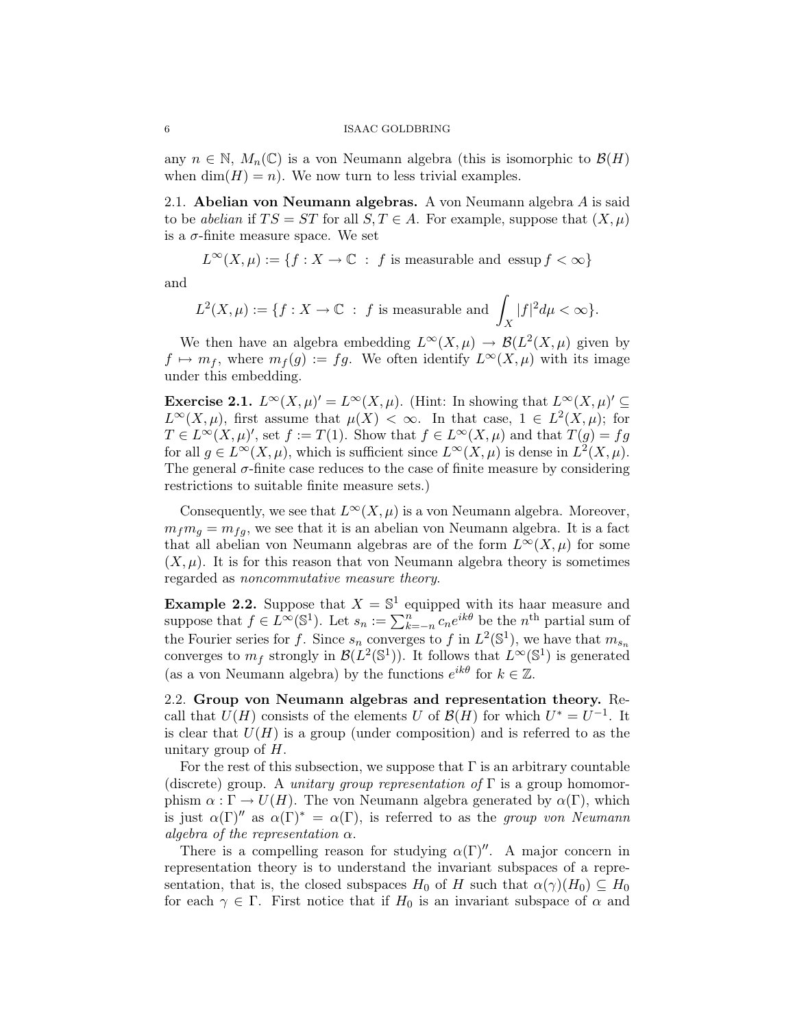any $n \in \mathbb{N}$, $M_n(\mathbb{C})$ is a von Neumann algebra (this is isomorphic to $\mathcal{B}(H)$ when $\dim(H) = n$). We now turn to less trivial examples.

2.1. **Abelian von Neumann algebras.** A von Neumann algebra $A$ is said to be *abelian* if $TS = ST$ for all $S, T \in A$. For example, suppose that $(X, \mu)$ is a $\sigma$-finite measure space. We set

$$L^\infty(X, \mu) := \{f : X \to \mathbb{C} \ : \ f \text{ is measurable and } \operatorname{essup} f < \infty\}$$

and

$$L^2(X, \mu) := \{f : X \to \mathbb{C} \ : \ f \text{ is measurable and } \int_X |f|^2 d\mu < \infty\}.$$

We then have an algebra embedding $L^\infty(X, \mu) \to \mathcal{B}(L^2(X, \mu)$ given by $f \mapsto m_f$, where $m_f(g) := fg$. We often identify $L^\infty(X, \mu)$ with its image under this embedding.

**Exercise 2.1.** $L^\infty(X, \mu)' = L^\infty(X, \mu)$. (Hint: In showing that $L^\infty(X, \mu)' \subseteq L^\infty(X, \mu)$, first assume that $\mu(X) < \infty$. In that case, $1 \in L^2(X, \mu)$; for $T \in L^\infty(X, \mu)'$, set $f := T(1)$. Show that $f \in L^\infty(X, \mu)$ and that $T(g) = fg$ for all $g \in L^\infty(X, \mu)$, which is sufficient since $L^\infty(X, \mu)$ is dense in $L^2(X, \mu)$. The general $\sigma$-finite case reduces to the case of finite measure by considering restrictions to suitable finite measure sets.)

Consequently, we see that $L^\infty(X, \mu)$ is a von Neumann algebra. Moreover, $m_f m_g = m_{fg}$, we see that it is an abelian von Neumann algebra. It is a fact that all abelian von Neumann algebras are of the form $L^\infty(X, \mu)$ for some $(X, \mu)$. It is for this reason that von Neumann algebra theory is sometimes regarded as *noncommutative measure theory*.

**Example 2.2.** Suppose that $X = \mathbb{S}^1$ equipped with its haar measure and suppose that $f \in L^\infty(\mathbb{S}^1)$. Let $s_n := \sum_{k=-n}^{n} c_n e^{ik\theta}$ be the $n^{\text{th}}$ partial sum of the Fourier series for $f$. Since $s_n$ converges to $f$ in $L^2(\mathbb{S}^1)$, we have that $m_{s_n}$ converges to $m_f$ strongly in $\mathcal{B}(L^2(\mathbb{S}^1))$. It follows that $L^\infty(\mathbb{S}^1)$ is generated (as a von Neumann algebra) by the functions $e^{ik\theta}$ for $k \in \mathbb{Z}$.

2.2. **Group von Neumann algebras and representation theory.** Recall that $U(H)$ consists of the elements $U$ of $\mathcal{B}(H)$ for which $U^* = U^{-1}$. It is clear that $U(H)$ is a group (under composition) and is referred to as the unitary group of $H$.

For the rest of this subsection, we suppose that $\Gamma$ is an arbitrary countable (discrete) group. A *unitary group representation of* $\Gamma$ is a group homomorphism $\alpha : \Gamma \to U(H)$. The von Neumann algebra generated by $\alpha(\Gamma)$, which is just $\alpha(\Gamma)''$ as $\alpha(\Gamma)^* = \alpha(\Gamma)$, is referred to as the *group von Neumann algebra of the representation* $\alpha$.

There is a compelling reason for studying $\alpha(\Gamma)''$. A major concern in representation theory is to understand the invariant subspaces of a representation, that is, the closed subspaces $H_0$ of $H$ such that $\alpha(\gamma)(H_0) \subseteq H_0$ for each $\gamma \in \Gamma$. First notice that if $H_0$ is an invariant subspace of $\alpha$ and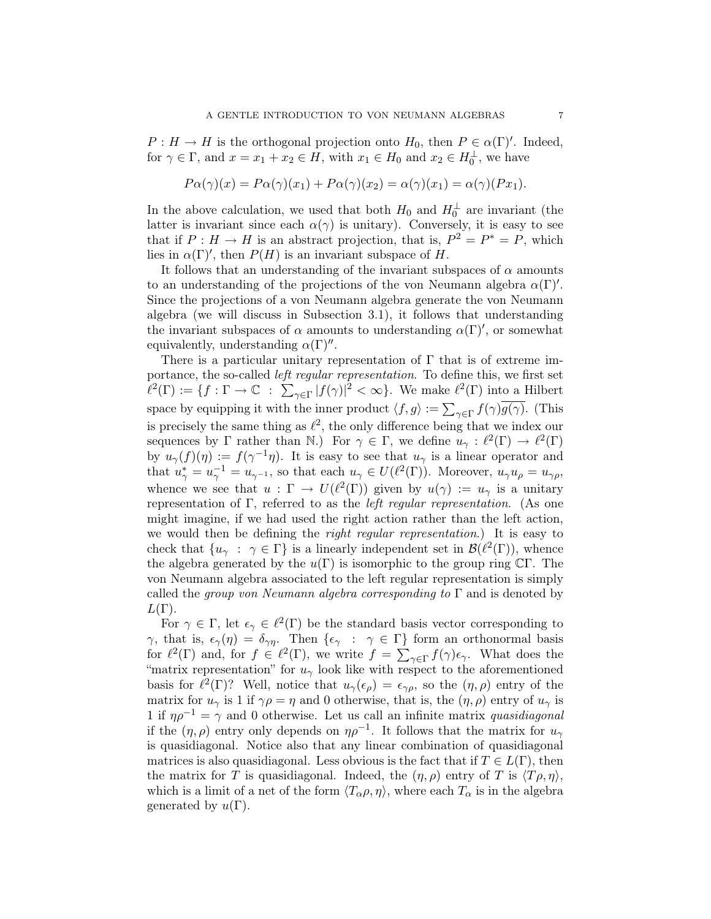$P : H \to H$ is the orthogonal projection onto $H_0$, then $P \in \alpha(\Gamma)'$. Indeed, for $\gamma \in \Gamma$, and $x = x_1 + x_2 \in H$, with $x_1 \in H_0$ and $x_2 \in H_0^\perp$, we have

$$P\alpha(\gamma)(x) = P\alpha(\gamma)(x_1) + P\alpha(\gamma)(x_2) = \alpha(\gamma)(x_1) = \alpha(\gamma)(Px_1).$$

In the above calculation, we used that both $H_0$ and $H_0^\perp$ are invariant (the latter is invariant since each $\alpha(\gamma)$ is unitary). Conversely, it is easy to see that if $P : H \to H$ is an abstract projection, that is, $P^2 = P^* = P$, which lies in $\alpha(\Gamma)'$, then $P(H)$ is an invariant subspace of $H$.

It follows that an understanding of the invariant subspaces of $\alpha$ amounts to an understanding of the projections of the von Neumann algebra $\alpha(\Gamma)'$. Since the projections of a von Neumann algebra generate the von Neumann algebra (we will discuss in Subsection 3.1), it follows that understanding the invariant subspaces of $\alpha$ amounts to understanding $\alpha(\Gamma)'$, or somewhat equivalently, understanding $\alpha(\Gamma)''$.

There is a particular unitary representation of $\Gamma$ that is of extreme importance, the so-called *left regular representation*. To define this, we first set $\ell^2(\Gamma) := \{f : \Gamma \to \mathbb{C} \ : \ \sum_{\gamma\in\Gamma} |f(\gamma)|^2 < \infty\}$. We make $\ell^2(\Gamma)$ into a Hilbert space by equipping it with the inner product $\langle f, g\rangle := \sum_{\gamma\in\Gamma} f(\gamma)\overline{g(\gamma)}$. (This is precisely the same thing as $\ell^2$, the only difference being that we index our sequences by $\Gamma$ rather than $\mathbb{N}$.) For $\gamma \in \Gamma$, we define $u_\gamma : \ell^2(\Gamma) \to \ell^2(\Gamma)$ by $u_\gamma(f)(\eta) := f(\gamma^{-1}\eta)$. It is easy to see that $u_\gamma$ is a linear operator and that $u_\gamma^* = u_\gamma^{-1} = u_{\gamma^{-1}}$, so that each $u_\gamma \in U(\ell^2(\Gamma))$. Moreover, $u_\gamma u_\rho = u_{\gamma\rho}$, whence we see that $u : \Gamma \to U(\ell^2(\Gamma))$ given by $u(\gamma) := u_\gamma$ is a unitary representation of $\Gamma$, referred to as the *left regular representation*. (As one might imagine, if we had used the right action rather than the left action, we would then be defining the *right regular representation*.) It is easy to check that $\{u_\gamma \ : \ \gamma \in \Gamma\}$ is a linearly independent set in $\mathcal{B}(\ell^2(\Gamma))$, whence the algebra generated by the $u(\Gamma)$ is isomorphic to the group ring $\mathbb{C}\Gamma$. The von Neumann algebra associated to the left regular representation is simply called the *group von Neumann algebra corresponding to* $\Gamma$ and is denoted by $L(\Gamma)$.

For $\gamma \in \Gamma$, let $\epsilon_\gamma \in \ell^2(\Gamma)$ be the standard basis vector corresponding to $\gamma$, that is, $\epsilon_\gamma(\eta) = \delta_{\gamma\eta}$. Then $\{\epsilon_\gamma \ : \ \gamma \in \Gamma\}$ form an orthonormal basis for $\ell^2(\Gamma)$ and, for $f \in \ell^2(\Gamma)$, we write $f = \sum_{\gamma\in\Gamma} f(\gamma)\epsilon_\gamma$. What does the "matrix representation" for $u_\gamma$ look like with respect to the aforementioned basis for $\ell^2(\Gamma)$? Well, notice that $u_\gamma(\epsilon_\rho) = \epsilon_{\gamma\rho}$, so the $(\eta, \rho)$ entry of the matrix for $u_\gamma$ is 1 if $\gamma\rho = \eta$ and 0 otherwise, that is, the $(\eta, \rho)$ entry of $u_\gamma$ is 1 if $\eta\rho^{-1} = \gamma$ and 0 otherwise. Let us call an infinite matrix *quasidiagonal* if the $(\eta, \rho)$ entry only depends on $\eta\rho^{-1}$. It follows that the matrix for $u_\gamma$ is quasidiagonal. Notice also that any linear combination of quasidiagonal matrices is also quasidiagonal. Less obvious is the fact that if $T \in L(\Gamma)$, then the matrix for $T$ is quasidiagonal. Indeed, the $(\eta, \rho)$ entry of $T$ is $\langle T\rho, \eta\rangle$, which is a limit of a net of the form $\langle T_\alpha\rho, \eta\rangle$, where each $T_\alpha$ is in the algebra generated by $u(\Gamma)$.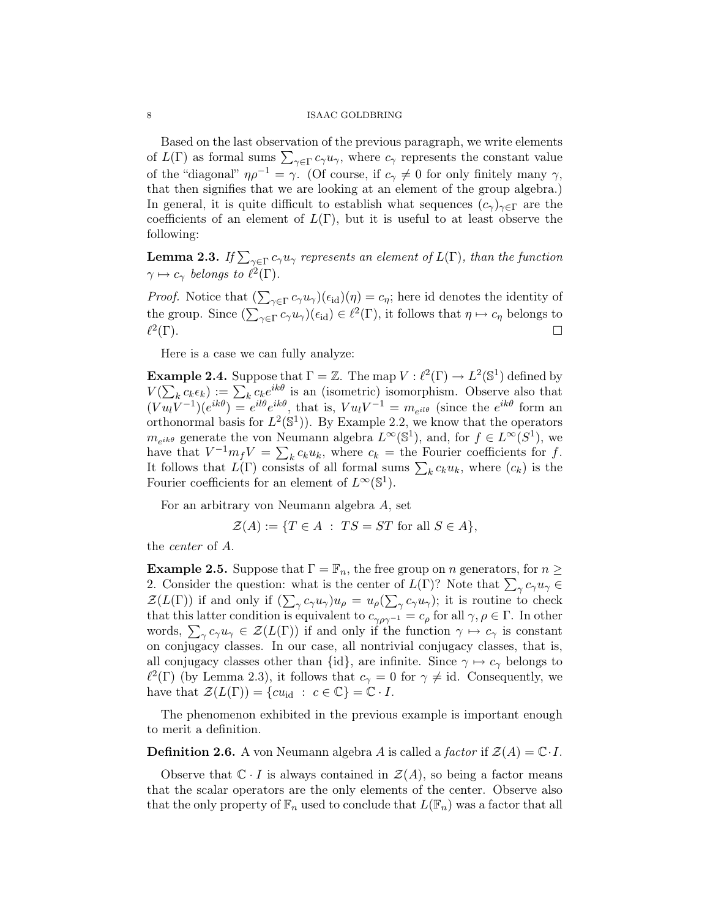Based on the last observation of the previous paragraph, we write elements of $L(\Gamma)$ as formal sums $\sum_{\gamma\in\Gamma} c_\gamma u_\gamma$, where $c_\gamma$ represents the constant value of the "diagonal" $\eta\rho^{-1} = \gamma$. (Of course, if $c_\gamma \neq 0$ for only finitely many $\gamma$, that then signifies that we are looking at an element of the group algebra.) In general, it is quite difficult to establish what sequences $(c_\gamma)_{\gamma\in\Gamma}$ are the coefficients of an element of $L(\Gamma)$, but it is useful to at least observe the following:

**Lemma 2.3.** *If $\sum_{\gamma\in\Gamma} c_\gamma u_\gamma$ represents an element of $L(\Gamma)$, than the function $\gamma \mapsto c_\gamma$ belongs to $\ell^2(\Gamma)$.*

*Proof.* Notice that $(\sum_{\gamma\in\Gamma} c_\gamma u_\gamma)(\epsilon_{\mathrm{id}})(\eta) = c_\eta$; here id denotes the identity of the group. Since $(\sum_{\gamma\in\Gamma} c_\gamma u_\gamma)(\epsilon_{\mathrm{id}}) \in \ell^2(\Gamma)$, it follows that $\eta \mapsto c_\eta$ belongs to $\ell^2(\Gamma)$. $\square$

Here is a case we can fully analyze:

**Example 2.4.** Suppose that $\Gamma = \mathbb{Z}$. The map $V : \ell^2(\Gamma) \to L^2(\mathbb{S}^1)$ defined by $V(\sum_k c_k \epsilon_k) := \sum_k c_k e^{ik\theta}$ is an (isometric) isomorphism. Observe also that $(V u_l V^{-1})(e^{ik\theta}) = e^{il\theta} e^{ik\theta}$, that is, $V u_l V^{-1} = m_{e^{il\theta}}$ (since the $e^{ik\theta}$ form an orthonormal basis for $L^2(\mathbb{S}^1)$). By Example 2.2, we know that the operators $m_{e^{ik\theta}}$ generate the von Neumann algebra $L^\infty(\mathbb{S}^1)$, and, for $f \in L^\infty(S^1)$, we have that $V^{-1} m_f V = \sum_k c_k u_k$, where $c_k =$ the Fourier coefficients for $f$. It follows that $L(\Gamma)$ consists of all formal sums $\sum_k c_k u_k$, where $(c_k)$ is the Fourier coefficients for an element of $L^\infty(\mathbb{S}^1)$.

For an arbitrary von Neumann algebra $A$, set

$$\mathcal{Z}(A) := \{T \in A \ : \ TS = ST \text{ for all } S \in A\},$$

the *center* of $A$.

**Example 2.5.** Suppose that $\Gamma = \mathbb{F}_n$, the free group on $n$ generators, for $n \geq 2$. Consider the question: what is the center of $L(\Gamma)$? Note that $\sum_\gamma c_\gamma u_\gamma \in \mathcal{Z}(L(\Gamma))$ if and only if $(\sum_\gamma c_\gamma u_\gamma) u_\rho = u_\rho (\sum_\gamma c_\gamma u_\gamma)$; it is routine to check that this latter condition is equivalent to $c_{\gamma\rho\gamma^{-1}} = c_\rho$ for all $\gamma, \rho \in \Gamma$. In other words, $\sum_\gamma c_\gamma u_\gamma \in \mathcal{Z}(L(\Gamma))$ if and only if the function $\gamma \mapsto c_\gamma$ is constant on conjugacy classes. In our case, all nontrivial conjugacy classes, that is, all conjugacy classes other than $\{\mathrm{id}\}$, are infinite. Since $\gamma \mapsto c_\gamma$ belongs to $\ell^2(\Gamma)$ (by Lemma 2.3), it follows that $c_\gamma = 0$ for $\gamma \neq \mathrm{id}$. Consequently, we have that $\mathcal{Z}(L(\Gamma)) = \{c u_{\mathrm{id}} \ : \ c \in \mathbb{C}\} = \mathbb{C} \cdot I$.

The phenomenon exhibited in the previous example is important enough to merit a definition.

**Definition 2.6.** A von Neumann algebra $A$ is called a *factor* if $\mathcal{Z}(A) = \mathbb{C} \cdot I$.

Observe that $\mathbb{C} \cdot I$ is always contained in $\mathcal{Z}(A)$, so being a factor means that the scalar operators are the only elements of the center. Observe also that the only property of $\mathbb{F}_n$ used to conclude that $L(\mathbb{F}_n)$ was a factor that all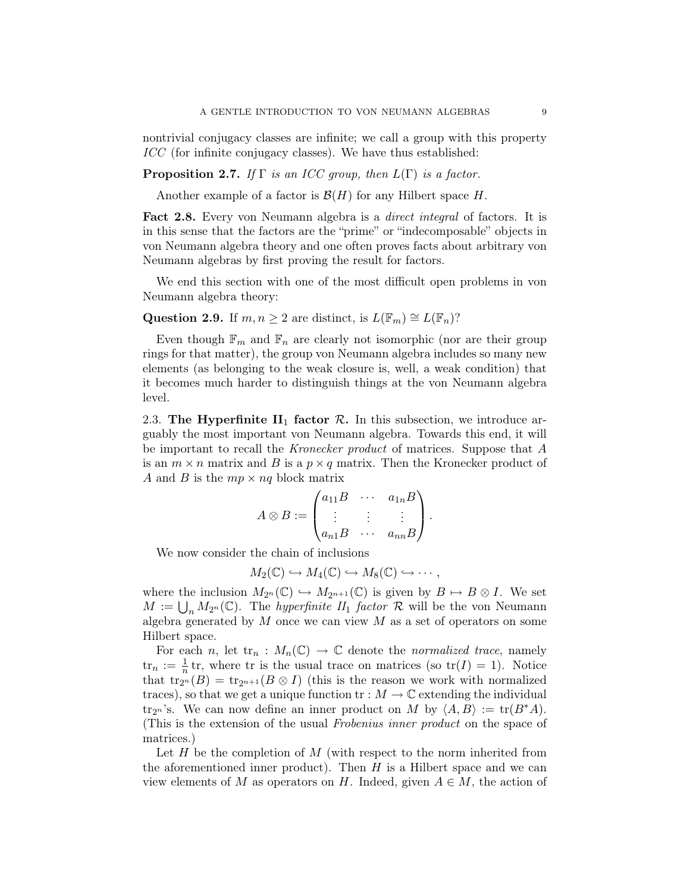nontrivial conjugacy classes are infinite; we call a group with this property *ICC* (for infinite conjugacy classes). We have thus established:

**Proposition 2.7.** *If $\Gamma$ is an ICC group, then $L(\Gamma)$ is a factor.*

Another example of a factor is $\mathcal{B}(H)$ for any Hilbert space $H$.

**Fact 2.8.** Every von Neumann algebra is a *direct integral* of factors. It is in this sense that the factors are the "prime" or "indecomposable" objects in von Neumann algebra theory and one often proves facts about arbitrary von Neumann algebras by first proving the result for factors.

We end this section with one of the most difficult open problems in von Neumann algebra theory:

**Question 2.9.** If $m, n \geq 2$ are distinct, is $L(\mathbb{F}_m) \cong L(\mathbb{F}_n)$?

Even though $\mathbb{F}_m$ and $\mathbb{F}_n$ are clearly not isomorphic (nor are their group rings for that matter), the group von Neumann algebra includes so many new elements (as belonging to the weak closure is, well, a weak condition) that it becomes much harder to distinguish things at the von Neumann algebra level.

2.3. **The Hyperfinite $\mathbf{II}_1$ factor $\mathcal{R}$.** In this subsection, we introduce arguably the most important von Neumann algebra. Towards this end, it will be important to recall the *Kronecker product* of matrices. Suppose that $A$ is an $m \times n$ matrix and $B$ is a $p \times q$ matrix. Then the Kronecker product of $A$ and $B$ is the $mp \times nq$ block matrix

$$A \otimes B := \begin{pmatrix} a_{11}B & \cdots & a_{1n}B \\ \vdots & \vdots & \vdots \\ a_{n1}B & \cdots & a_{nn}B \end{pmatrix}.$$

We now consider the chain of inclusions

$$M_2(\mathbb{C}) \hookrightarrow M_4(\mathbb{C}) \hookrightarrow M_8(\mathbb{C}) \hookrightarrow \cdots,$$

where the inclusion $M_{2^n}(\mathbb{C}) \hookrightarrow M_{2^{n+1}}(\mathbb{C})$ is given by $B \mapsto B \otimes I$. We set $M := \bigcup_n M_{2^n}(\mathbb{C})$. The *hyperfinite $II_1$ factor* $\mathcal{R}$ will be the von Neumann algebra generated by $M$ once we can view $M$ as a set of operators on some Hilbert space.

For each $n$, let $\operatorname{tr}_n : M_n(\mathbb{C}) \to \mathbb{C}$ denote the *normalized trace*, namely $\operatorname{tr}_n := \frac{1}{n} \operatorname{tr}$, where tr is the usual trace on matrices (so $\operatorname{tr}(I) = 1$). Notice that $\operatorname{tr}_{2^n}(B) = \operatorname{tr}_{2^{n+1}}(B \otimes I)$ (this is the reason we work with normalized traces), so that we get a unique function $\operatorname{tr} : M \to \mathbb{C}$ extending the individual $\operatorname{tr}_{2^n}$'s. We can now define an inner product on $M$ by $\langle A, B \rangle := \operatorname{tr}(B^*A)$. (This is the extension of the usual *Frobenius inner product* on the space of matrices.)

Let $H$ be the completion of $M$ (with respect to the norm inherited from the aforementioned inner product). Then $H$ is a Hilbert space and we can view elements of $M$ as operators on $H$. Indeed, given $A \in M$, the action of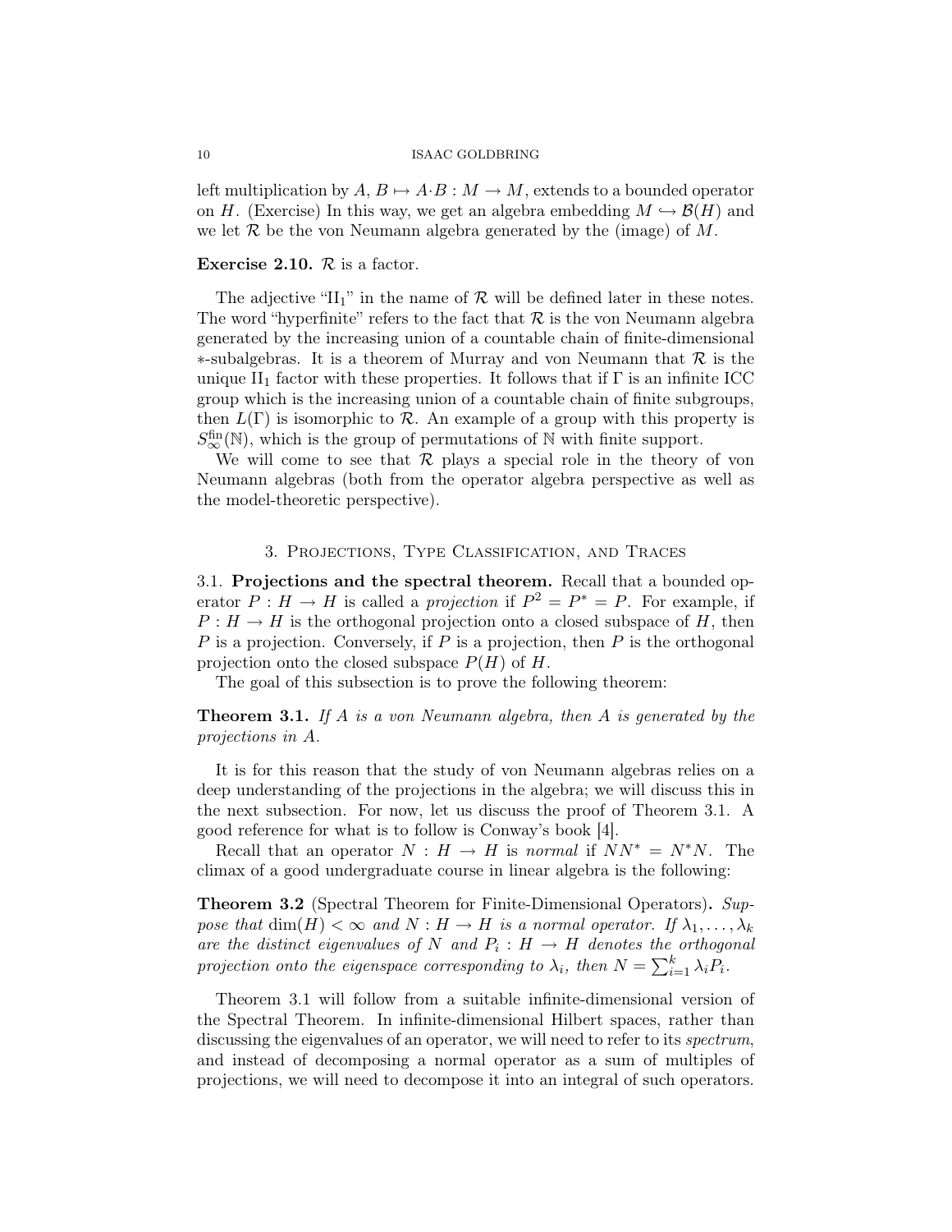left multiplication by $A$, $B \mapsto A \cdot B : M \to M$, extends to a bounded operator on $H$. (Exercise) In this way, we get an algebra embedding $M \hookrightarrow \mathcal{B}(H)$ and we let $\mathcal{R}$ be the von Neumann algebra generated by the (image) of $M$.

**Exercise 2.10.** $\mathcal{R}$ is a factor.

The adjective "$\mathrm{II}_1$" in the name of $\mathcal{R}$ will be defined later in these notes. The word "hyperfinite" refers to the fact that $\mathcal{R}$ is the von Neumann algebra generated by the increasing union of a countable chain of finite-dimensional $*$-subalgebras. It is a theorem of Murray and von Neumann that $\mathcal{R}$ is the unique $\mathrm{II}_1$ factor with these properties. It follows that if $\Gamma$ is an infinite ICC group which is the increasing union of a countable chain of finite subgroups, then $L(\Gamma)$ is isomorphic to $\mathcal{R}$. An example of a group with this property is $S_\infty^{\mathrm{fin}}(\mathbb{N})$, which is the group of permutations of $\mathbb{N}$ with finite support.

We will come to see that $\mathcal{R}$ plays a special role in the theory of von Neumann algebras (both from the operator algebra perspective as well as the model-theoretic perspective).

## 3. Projections, Type Classification, and Traces

**3.1. Projections and the spectral theorem.** Recall that a bounded operator $P : H \to H$ is called a *projection* if $P^2 = P^* = P$. For example, if $P : H \to H$ is the orthogonal projection onto a closed subspace of $H$, then $P$ is a projection. Conversely, if $P$ is a projection, then $P$ is the orthogonal projection onto the closed subspace $P(H)$ of $H$.

The goal of this subsection is to prove the following theorem:

**Theorem 3.1.** *If $A$ is a von Neumann algebra, then $A$ is generated by the projections in $A$.*

It is for this reason that the study of von Neumann algebras relies on a deep understanding of the projections in the algebra; we will discuss this in the next subsection. For now, let us discuss the proof of Theorem 3.1. A good reference for what is to follow is Conway's book [4].

Recall that an operator $N : H \to H$ is *normal* if $NN^* = N^*N$. The climax of a good undergraduate course in linear algebra is the following:

**Theorem 3.2** (Spectral Theorem for Finite-Dimensional Operators)**.** *Suppose that $\dim(H) < \infty$ and $N : H \to H$ is a normal operator. If $\lambda_1, \ldots, \lambda_k$ are the distinct eigenvalues of $N$ and $P_i : H \to H$ denotes the orthogonal projection onto the eigenspace corresponding to $\lambda_i$, then $N = \sum_{i=1}^k \lambda_i P_i$.*

Theorem 3.1 will follow from a suitable infinite-dimensional version of the Spectral Theorem. In infinite-dimensional Hilbert spaces, rather than discussing the eigenvalues of an operator, we will need to refer to its *spectrum*, and instead of decomposing a normal operator as a sum of multiples of projections, we will need to decompose it into an integral of such operators.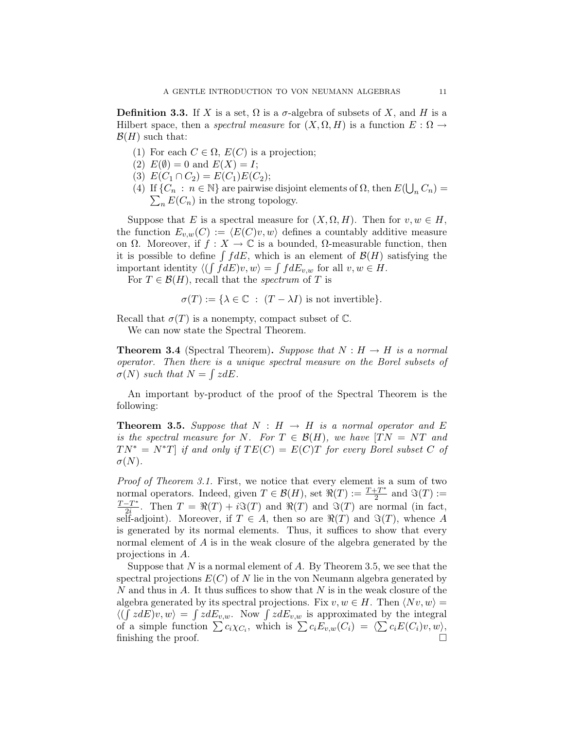**Definition 3.3.** If $X$ is a set, $\Omega$ is a $\sigma$-algebra of subsets of $X$, and $H$ is a Hilbert space, then a *spectral measure* for $(X, \Omega, H)$ is a function $E : \Omega \to \mathcal{B}(H)$ such that:

1. For each $C \in \Omega$, $E(C)$ is a projection;
2. $E(\emptyset) = 0$ and $E(X) = I$;
3. $E(C_1 \cap C_2) = E(C_1)E(C_2)$;
4. If $\{C_n : n \in \mathbb{N}\}$ are pairwise disjoint elements of $\Omega$, then $E(\bigcup_n C_n) = \sum_n E(C_n)$ in the strong topology.

Suppose that $E$ is a spectral measure for $(X, \Omega, H)$. Then for $v, w \in H$, the function $E_{v,w}(C) := \langle E(C)v, w\rangle$ defines a countably additive measure on $\Omega$. Moreover, if $f : X \to \mathbb{C}$ is a bounded, $\Omega$-measurable function, then it is possible to define $\int f dE$, which is an element of $\mathcal{B}(H)$ satisfying the important identity $\langle (\int f dE)v, w\rangle = \int f dE_{v,w}$ for all $v, w \in H$.

For $T \in \mathcal{B}(H)$, recall that the *spectrum* of $T$ is

$$\sigma(T) := \{\lambda \in \mathbb{C} \ : \ (T - \lambda I) \text{ is not invertible}\}.$$

Recall that $\sigma(T)$ is a nonempty, compact subset of $\mathbb{C}$.

We can now state the Spectral Theorem.

**Theorem 3.4** (Spectral Theorem)**.** *Suppose that $N : H \to H$ is a normal operator. Then there is a unique spectral measure on the Borel subsets of $\sigma(N)$ such that $N = \int z dE$.*

An important by-product of the proof of the Spectral Theorem is the following:

**Theorem 3.5.** *Suppose that $N : H \to H$ is a normal operator and $E$ is the spectral measure for $N$. For $T \in \mathcal{B}(H)$, we have $[TN = NT$ and $TN^* = N^*T]$ if and only if $TE(C) = E(C)T$ for every Borel subset $C$ of $\sigma(N)$.*

*Proof of Theorem 3.1.* First, we notice that every element is a sum of two normal operators. Indeed, given $T \in \mathcal{B}(H)$, set $\Re(T) := \frac{T+T^*}{2}$ and $\Im(T) := \frac{T-T^*}{2i}$. Then $T = \Re(T) + i\Im(T)$ and $\Re(T)$ and $\Im(T)$ are normal (in fact, self-adjoint). Moreover, if $T \in A$, then so are $\Re(T)$ and $\Im(T)$, whence $A$ is generated by its normal elements. Thus, it suffices to show that every normal element of $A$ is in the weak closure of the algebra generated by the projections in $A$.

Suppose that $N$ is a normal element of $A$. By Theorem 3.5, we see that the spectral projections $E(C)$ of $N$ lie in the von Neumann algebra generated by $N$ and thus in $A$. It thus suffices to show that $N$ is in the weak closure of the algebra generated by its spectral projections. Fix $v, w \in H$. Then $\langle Nv, w\rangle = \langle (\int z dE)v, w\rangle = \int z dE_{v,w}$. Now $\int z dE_{v,w}$ is approximated by the integral of a simple function $\sum c_i \chi_{C_i}$, which is $\sum c_i E_{v,w}(C_i) = \langle \sum c_i E(C_i)v, w\rangle$, finishing the proof. $\square$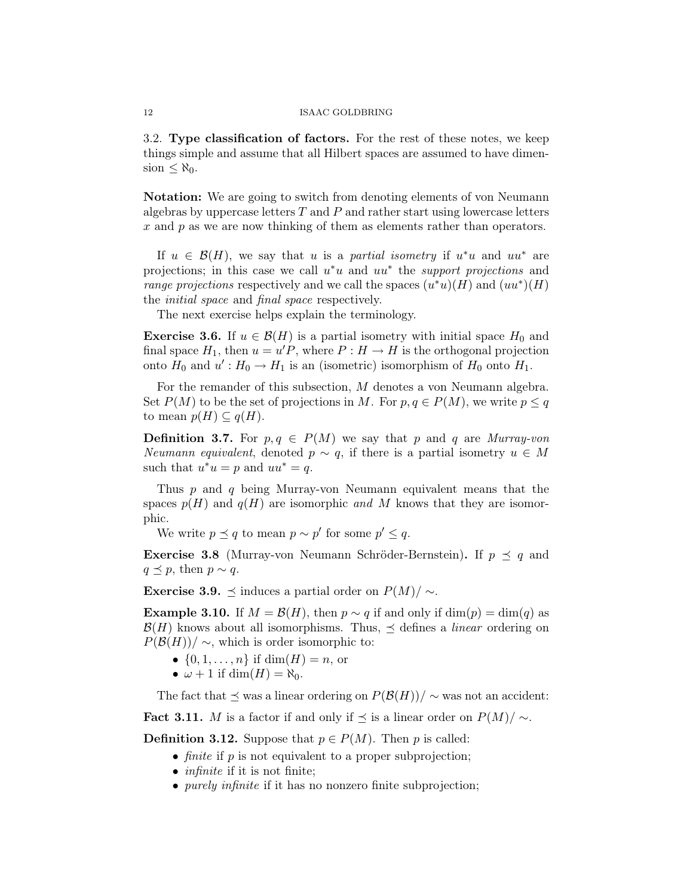3.2. **Type classification of factors.** For the rest of these notes, we keep things simple and assume that all Hilbert spaces are assumed to have dimension $\leq \aleph_0$.

**Notation:** We are going to switch from denoting elements of von Neumann algebras by uppercase letters $T$ and $P$ and rather start using lowercase letters $x$ and $p$ as we are now thinking of them as elements rather than operators.

If $u \in \mathcal{B}(H)$, we say that $u$ is a *partial isometry* if $u^*u$ and $uu^*$ are projections; in this case we call $u^*u$ and $uu^*$ the *support projections* and *range projections* respectively and we call the spaces $(u^*u)(H)$ and $(uu^*)(H)$ the *initial space* and *final space* respectively.

The next exercise helps explain the terminology.

**Exercise 3.6.** If $u \in \mathcal{B}(H)$ is a partial isometry with initial space $H_0$ and final space $H_1$, then $u = u'P$, where $P : H \to H$ is the orthogonal projection onto $H_0$ and $u' : H_0 \to H_1$ is an (isometric) isomorphism of $H_0$ onto $H_1$.

For the remander of this subsection, $M$ denotes a von Neumann algebra. Set $P(M)$ to be the set of projections in $M$. For $p, q \in P(M)$, we write $p \leq q$ to mean $p(H) \subseteq q(H)$.

**Definition 3.7.** For $p, q \in P(M)$ we say that $p$ and $q$ are *Murray-von Neumann equivalent*, denoted $p \sim q$, if there is a partial isometry $u \in M$ such that $u^*u = p$ and $uu^* = q$.

Thus $p$ and $q$ being Murray-von Neumann equivalent means that the spaces $p(H)$ and $q(H)$ are isomorphic *and* $M$ knows that they are isomorphic.

We write $p \preceq q$ to mean $p \sim p'$ for some $p' \leq q$.

**Exercise 3.8** (Murray-von Neumann Schröder-Bernstein)**.** If $p \preceq q$ and $q \preceq p$, then $p \sim q$.

**Exercise 3.9.** $\preceq$ induces a partial order on $P(M)/\sim$.

**Example 3.10.** If $M = \mathcal{B}(H)$, then $p \sim q$ if and only if $\dim(p) = \dim(q)$ as $\mathcal{B}(H)$ knows about all isomorphisms. Thus, $\preceq$ defines a *linear* ordering on $P(\mathcal{B}(H))/\sim$, which is order isomorphic to:

- $\{0, 1, \ldots, n\}$ if $\dim(H) = n$, or
- $\omega + 1$ if $\dim(H) = \aleph_0$.

The fact that $\preceq$ was a linear ordering on $P(\mathcal{B}(H))/\sim$ was not an accident:

**Fact 3.11.** $M$ is a factor if and only if $\preceq$ is a linear order on $P(M)/\sim$.

**Definition 3.12.** Suppose that $p \in P(M)$. Then $p$ is called:

- *finite* if $p$ is not equivalent to a proper subprojection;
- *infinite* if it is not finite;
- *purely infinite* if it has no nonzero finite subprojection;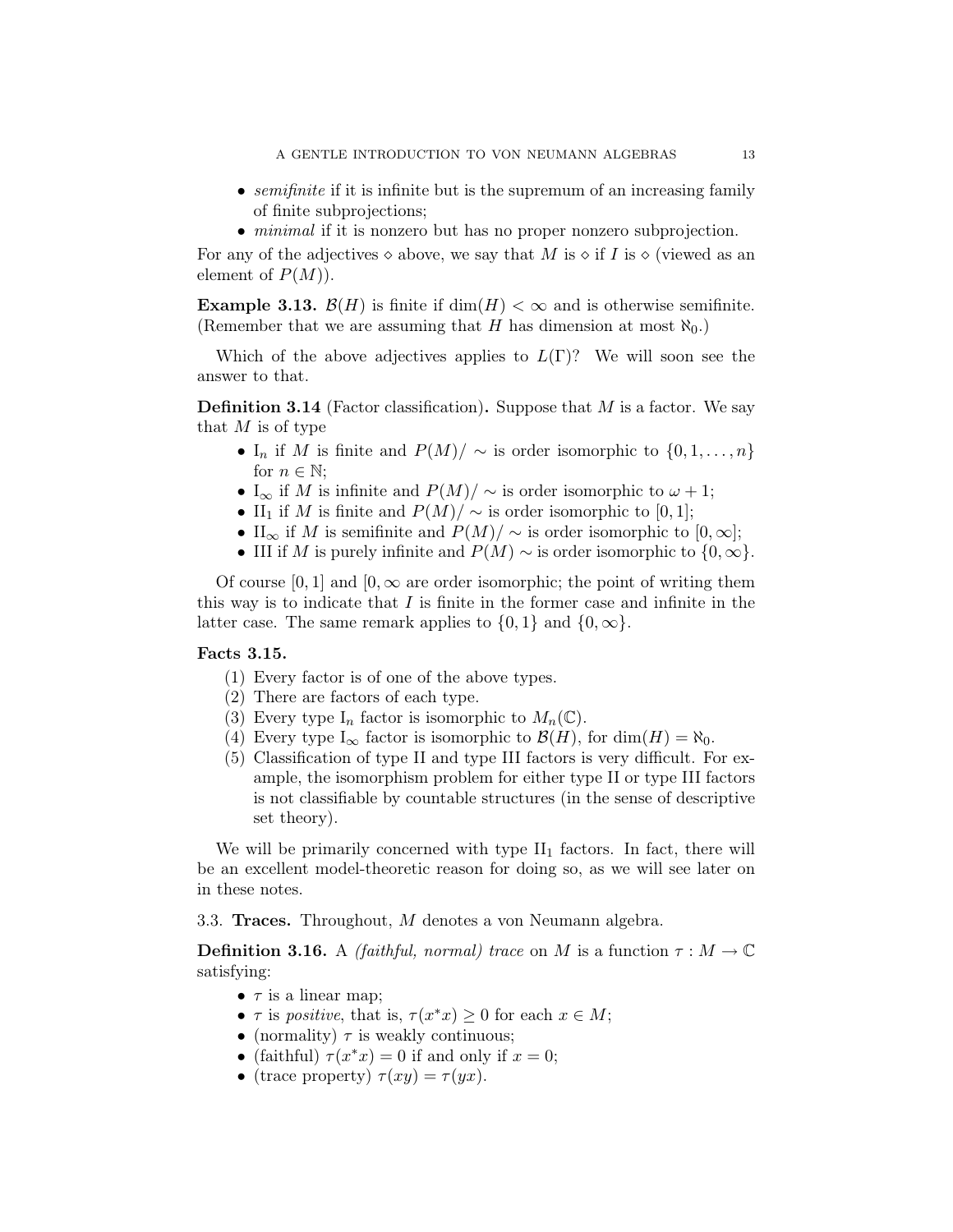- *semifinite* if it is infinite but is the supremum of an increasing family of finite subprojections;
- *minimal* if it is nonzero but has no proper nonzero subprojection.

For any of the adjectives $\diamond$ above, we say that $M$ is $\diamond$ if $I$ is $\diamond$ (viewed as an element of $P(M)$).

**Example 3.13.** $\mathcal{B}(H)$ is finite if $\dim(H) < \infty$ and is otherwise semifinite. (Remember that we are assuming that $H$ has dimension at most $\aleph_0$.)

Which of the above adjectives applies to $L(\Gamma)$? We will soon see the answer to that.

**Definition 3.14** (Factor classification)**.** Suppose that $M$ is a factor. We say that $M$ is of type

- $\mathrm{I}_n$ if $M$ is finite and $P(M)/\sim$ is order isomorphic to $\{0, 1, \ldots, n\}$ for $n \in \mathbb{N}$;
- $\mathrm{I}_\infty$ if $M$ is infinite and $P(M)/\sim$ is order isomorphic to $\omega + 1$;
- $\mathrm{II}_1$ if $M$ is finite and $P(M)/\sim$ is order isomorphic to $[0, 1]$;
- $\mathrm{II}_\infty$ if $M$ is semifinite and $P(M)/\sim$ is order isomorphic to $[0, \infty]$;
- III if $M$ is purely infinite and $P(M) \sim$ is order isomorphic to $\{0, \infty\}$.

Of course $[0, 1]$ and $[0, \infty$ are order isomorphic; the point of writing them this way is to indicate that $I$ is finite in the former case and infinite in the latter case. The same remark applies to $\{0, 1\}$ and $\{0, \infty\}$.

**Facts 3.15.**

1. Every factor is of one of the above types.
2. There are factors of each type.
3. Every type $\mathrm{I}_n$ factor is isomorphic to $M_n(\mathbb{C})$.
4. Every type $\mathrm{I}_\infty$ factor is isomorphic to $\mathcal{B}(H)$, for $\dim(H) = \aleph_0$.
5. Classification of type II and type III factors is very difficult. For example, the isomorphism problem for either type II or type III factors is not classifiable by countable structures (in the sense of descriptive set theory).

We will be primarily concerned with type $\mathrm{II}_1$ factors. In fact, there will be an excellent model-theoretic reason for doing so, as we will see later on in these notes.

3.3. **Traces.** Throughout, $M$ denotes a von Neumann algebra.

**Definition 3.16.** A *(faithful, normal) trace* on $M$ is a function $\tau : M \to \mathbb{C}$ satisfying:

- $\tau$ is a linear map;
- $\tau$ is *positive*, that is, $\tau(x^*x) \geq 0$ for each $x \in M$;
- (normality) $\tau$ is weakly continuous;
- (faithful) $\tau(x^*x) = 0$ if and only if $x = 0$;
- (trace property) $\tau(xy) = \tau(yx)$.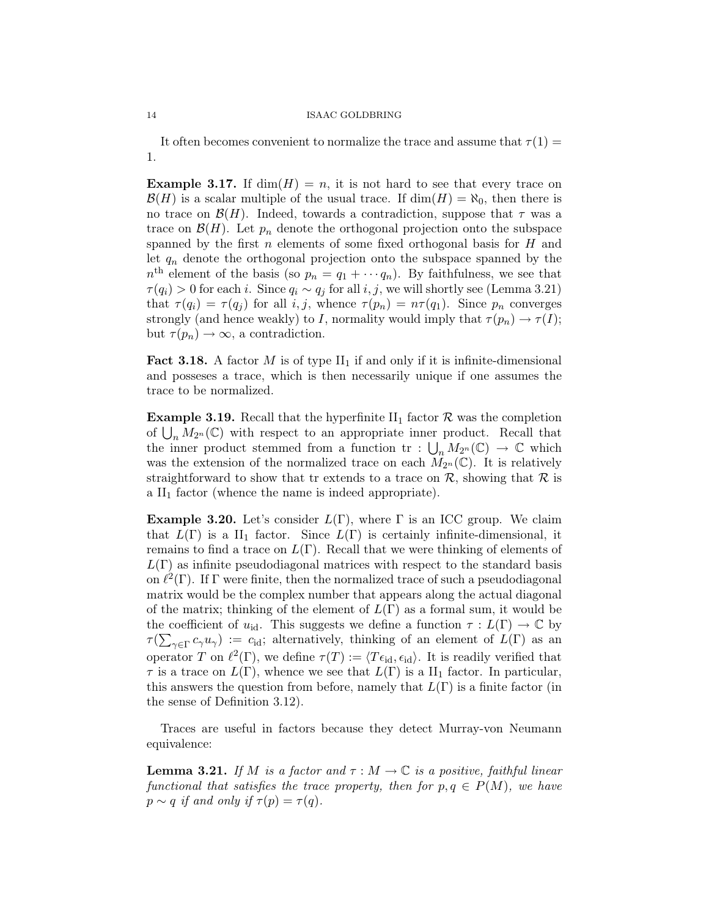It often becomes convenient to normalize the trace and assume that $\tau(1) = 1$.

**Example 3.17.** If $\dim(H) = n$, it is not hard to see that every trace on $\mathcal{B}(H)$ is a scalar multiple of the usual trace. If $\dim(H) = \aleph_0$, then there is no trace on $\mathcal{B}(H)$. Indeed, towards a contradiction, suppose that $\tau$ was a trace on $\mathcal{B}(H)$. Let $p_n$ denote the orthogonal projection onto the subspace spanned by the first $n$ elements of some fixed orthogonal basis for $H$ and let $q_n$ denote the orthogonal projection onto the subspace spanned by the $n^{\text{th}}$ element of the basis (so $p_n = q_1 + \cdots q_n$). By faithfulness, we see that $\tau(q_i) > 0$ for each $i$. Since $q_i \sim q_j$ for all $i, j$, we will shortly see (Lemma 3.21) that $\tau(q_i) = \tau(q_j)$ for all $i, j$, whence $\tau(p_n) = n\tau(q_1)$. Since $p_n$ converges strongly (and hence weakly) to $I$, normality would imply that $\tau(p_n) \to \tau(I)$; but $\tau(p_n) \to \infty$, a contradiction.

**Fact 3.18.** A factor $M$ is of type $\text{II}_1$ if and only if it is infinite-dimensional and posseses a trace, which is then necessarily unique if one assumes the trace to be normalized.

**Example 3.19.** Recall that the hyperfinite $\text{II}_1$ factor $\mathcal{R}$ was the completion of $\bigcup_n M_{2^n}(\mathbb{C})$ with respect to an appropriate inner product. Recall that the inner product stemmed from a function $\text{tr} : \bigcup_n M_{2^n}(\mathbb{C}) \to \mathbb{C}$ which was the extension of the normalized trace on each $M_{2^n}(\mathbb{C})$. It is relatively straightforward to show that tr extends to a trace on $\mathcal{R}$, showing that $\mathcal{R}$ is a $\text{II}_1$ factor (whence the name is indeed appropriate).

**Example 3.20.** Let's consider $L(\Gamma)$, where $\Gamma$ is an ICC group. We claim that $L(\Gamma)$ is a $\text{II}_1$ factor. Since $L(\Gamma)$ is certainly infinite-dimensional, it remains to find a trace on $L(\Gamma)$. Recall that we were thinking of elements of $L(\Gamma)$ as infinite pseudodiagonal matrices with respect to the standard basis on $\ell^2(\Gamma)$. If $\Gamma$ were finite, then the normalized trace of such a pseudodiagonal matrix would be the complex number that appears along the actual diagonal of the matrix; thinking of the element of $L(\Gamma)$ as a formal sum, it would be the coefficient of $u_{\text{id}}$. This suggests we define a function $\tau : L(\Gamma) \to \mathbb{C}$ by $\tau(\sum_{\gamma \in \Gamma} c_\gamma u_\gamma) := c_{\text{id}}$; alternatively, thinking of an element of $L(\Gamma)$ as an operator $T$ on $\ell^2(\Gamma)$, we define $\tau(T) := \langle T\epsilon_{\text{id}}, \epsilon_{\text{id}} \rangle$. It is readily verified that $\tau$ is a trace on $L(\Gamma)$, whence we see that $L(\Gamma)$ is a $\text{II}_1$ factor. In particular, this answers the question from before, namely that $L(\Gamma)$ is a finite factor (in the sense of Definition 3.12).

Traces are useful in factors because they detect Murray-von Neumann equivalence:

**Lemma 3.21.** *If $M$ is a factor and $\tau : M \to \mathbb{C}$ is a positive, faithful linear functional that satisfies the trace property, then for $p, q \in P(M)$, we have $p \sim q$ if and only if $\tau(p) = \tau(q)$.*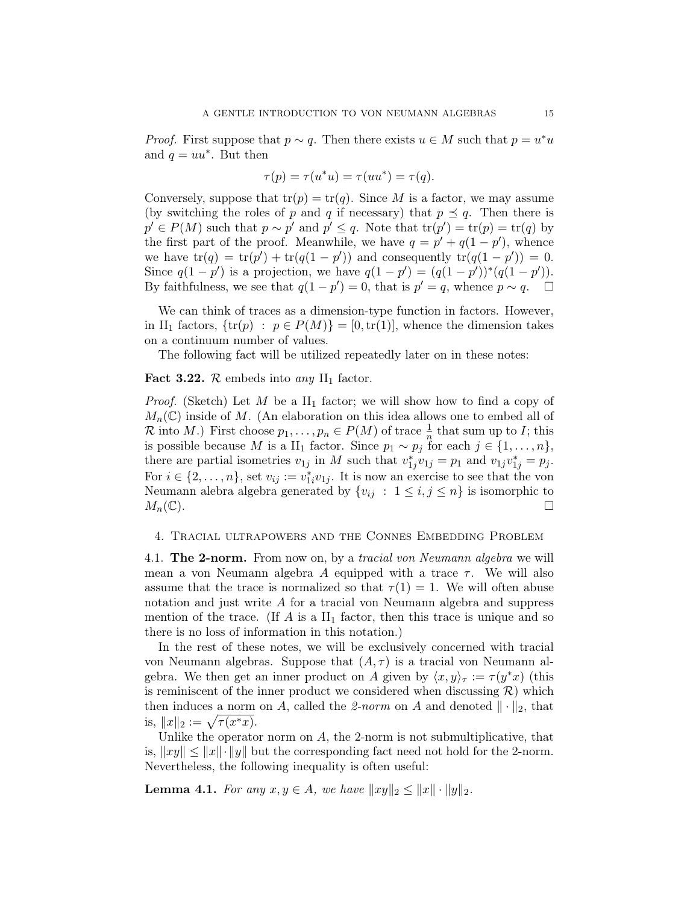*Proof.* First suppose that $p \sim q$. Then there exists $u \in M$ such that $p = u^*u$ and $q = uu^*$. But then

$$\tau(p) = \tau(u^*u) = \tau(uu^*) = \tau(q).$$

Conversely, suppose that $\mathrm{tr}(p) = \mathrm{tr}(q)$. Since $M$ is a factor, we may assume (by switching the roles of $p$ and $q$ if necessary) that $p \preceq q$. Then there is $p' \in P(M)$ such that $p \sim p'$ and $p' \leq q$. Note that $\mathrm{tr}(p') = \mathrm{tr}(p) = \mathrm{tr}(q)$ by the first part of the proof. Meanwhile, we have $q = p' + q(1 - p')$, whence we have $\mathrm{tr}(q) = \mathrm{tr}(p') + \mathrm{tr}(q(1 - p'))$ and consequently $\mathrm{tr}(q(1 - p')) = 0$. Since $q(1 - p')$ is a projection, we have $q(1 - p') = (q(1 - p'))^*(q(1 - p'))$. By faithfulness, we see that $q(1 - p') = 0$, that is $p' = q$, whence $p \sim q$. $\square$

We can think of traces as a dimension-type function in factors. However, in $\mathrm{II}_1$ factors, $\{\mathrm{tr}(p) : p \in P(M)\} = [0, \mathrm{tr}(1)]$, whence the dimension takes on a continuum number of values.

The following fact will be utilized repeatedly later on in these notes:

**Fact 3.22.** $\mathcal{R}$ embeds into *any* $\mathrm{II}_1$ factor.

*Proof.* (Sketch) Let $M$ be a $\mathrm{II}_1$ factor; we will show how to find a copy of $M_n(\mathbb{C})$ inside of $M$. (An elaboration on this idea allows one to embed all of $\mathcal{R}$ into $M$.) First choose $p_1, \ldots, p_n \in P(M)$ of trace $\frac{1}{n}$ that sum up to $I$; this is possible because $M$ is a $\mathrm{II}_1$ factor. Since $p_1 \sim p_j$ for each $j \in \{1, \ldots, n\}$, there are partial isometries $v_{1j}$ in $M$ such that $v_{1j}^* v_{1j} = p_1$ and $v_{1j} v_{1j}^* = p_j$. For $i \in \{2, \ldots, n\}$, set $v_{ij} := v_{1i}^* v_{1j}$. It is now an exercise to see that the von Neumann alebra algebra generated by $\{v_{ij} : 1 \leq i, j \leq n\}$ is isomorphic to $M_n(\mathbb{C})$. $\square$

## 4. Tracial ultrapowers and the Connes Embedding Problem

4.1. **The 2-norm.** From now on, by a *tracial von Neumann algebra* we will mean a von Neumann algebra $A$ equipped with a trace $\tau$. We will also assume that the trace is normalized so that $\tau(1) = 1$. We will often abuse notation and just write $A$ for a tracial von Neumann algebra and suppress mention of the trace. (If $A$ is a $\mathrm{II}_1$ factor, then this trace is unique and so there is no loss of information in this notation.)

In the rest of these notes, we will be exclusively concerned with tracial von Neumann algebras. Suppose that $(A, \tau)$ is a tracial von Neumann algebra. We then get an inner product on $A$ given by $\langle x, y \rangle_\tau := \tau(y^*x)$ (this is reminiscent of the inner product we considered when discussing $\mathcal{R}$) which then induces a norm on $A$, called the *2-norm* on $A$ and denoted $\|\cdot\|_2$, that is, $\|x\|_2 := \sqrt{\tau(x^*x)}$.

Unlike the operator norm on $A$, the 2-norm is not submultiplicative, that is, $\|xy\| \leq \|x\| \cdot \|y\|$ but the corresponding fact need not hold for the 2-norm. Nevertheless, the following inequality is often useful:

**Lemma 4.1.** *For any $x, y \in A$, we have $\|xy\|_2 \leq \|x\| \cdot \|y\|_2$.*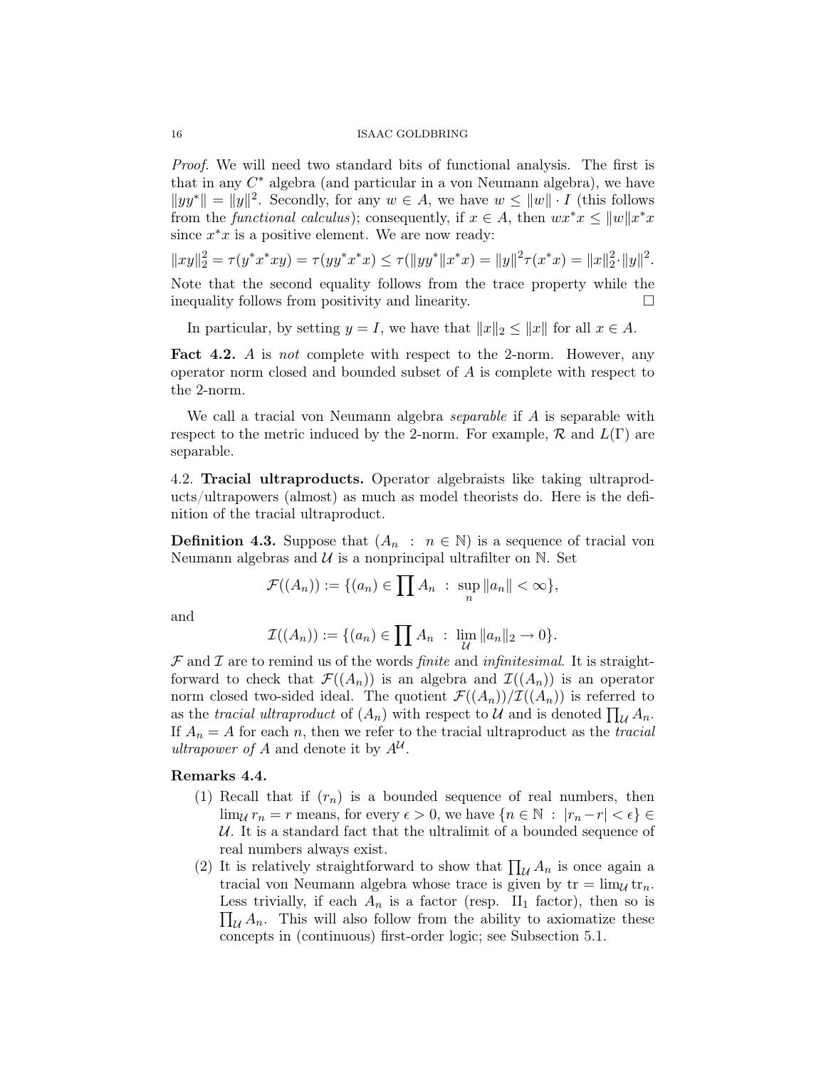*Proof.* We will need two standard bits of functional analysis. The first is that in any $C^*$ algebra (and particular in a von Neumann algebra), we have $\|yy^*\| = \|y\|^2$. Secondly, for any $w \in A$, we have $w \leq \|w\| \cdot I$ (this follows from the *functional calculus*); consequently, if $x \in A$, then $wx^*x \leq \|w\|x^*x$ since $x^*x$ is a positive element. We are now ready:

$$\|xy\|_2^2 = \tau(y^*x^*xy) = \tau(yy^*x^*x) \leq \tau(\|yy^*\|x^*x) = \|y\|^2\tau(x^*x) = \|x\|_2^2 \cdot \|y\|^2.$$

Note that the second equality follows from the trace property while the inequality follows from positivity and linearity. □

In particular, by setting $y = I$, we have that $\|x\|_2 \leq \|x\|$ for all $x \in A$.

**Fact 4.2.** $A$ is *not* complete with respect to the 2-norm. However, any operator norm closed and bounded subset of $A$ is complete with respect to the 2-norm.

We call a tracial von Neumann algebra *separable* if $A$ is separable with respect to the metric induced by the 2-norm. For example, $\mathcal{R}$ and $L(\Gamma)$ are separable.

4.2. **Tracial ultraproducts.** Operator algebraists like taking ultraproducts/ultrapowers (almost) as much as model theorists do. Here is the definition of the tracial ultraproduct.

**Definition 4.3.** Suppose that $(A_n \ : \ n \in \mathbb{N})$ is a sequence of tracial von Neumann algebras and $\mathcal{U}$ is a nonprincipal ultrafilter on $\mathbb{N}$. Set

$$\mathcal{F}((A_n)) := \{(a_n) \in \prod A_n \ : \ \sup_n \|a_n\| < \infty\},$$

and

$$\mathcal{I}((A_n)) := \{(a_n) \in \prod A_n \ : \ \lim_{\mathcal{U}} \|a_n\|_2 \to 0\}.$$

$\mathcal{F}$ and $\mathcal{I}$ are to remind us of the words *finite* and *infinitesimal*. It is straightforward to check that $\mathcal{F}((A_n))$ is an algebra and $\mathcal{I}((A_n))$ is an operator norm closed two-sided ideal. The quotient $\mathcal{F}((A_n))/\mathcal{I}((A_n))$ is referred to as the *tracial ultraproduct* of $(A_n)$ with respect to $\mathcal{U}$ and is denoted $\prod_{\mathcal{U}} A_n$. If $A_n = A$ for each $n$, then we refer to the tracial ultraproduct as the *tracial ultrapower of* $A$ and denote it by $A^{\mathcal{U}}$.

**Remarks 4.4.**

1. Recall that if $(r_n)$ is a bounded sequence of real numbers, then $\lim_{\mathcal{U}} r_n = r$ means, for every $\epsilon > 0$, we have $\{n \in \mathbb{N} \ : \ |r_n - r| < \epsilon\} \in \mathcal{U}$. It is a standard fact that the ultralimit of a bounded sequence of real numbers always exist.
2. It is relatively straightforward to show that $\prod_{\mathcal{U}} A_n$ is once again a tracial von Neumann algebra whose trace is given by $\mathrm{tr} = \lim_{\mathcal{U}} \mathrm{tr}_n$. Less trivially, if each $A_n$ is a factor (resp. $\mathrm{II}_1$ factor), then so is $\prod_{\mathcal{U}} A_n$. This will also follow from the ability to axiomatize these concepts in (continuous) first-order logic; see Subsection 5.1.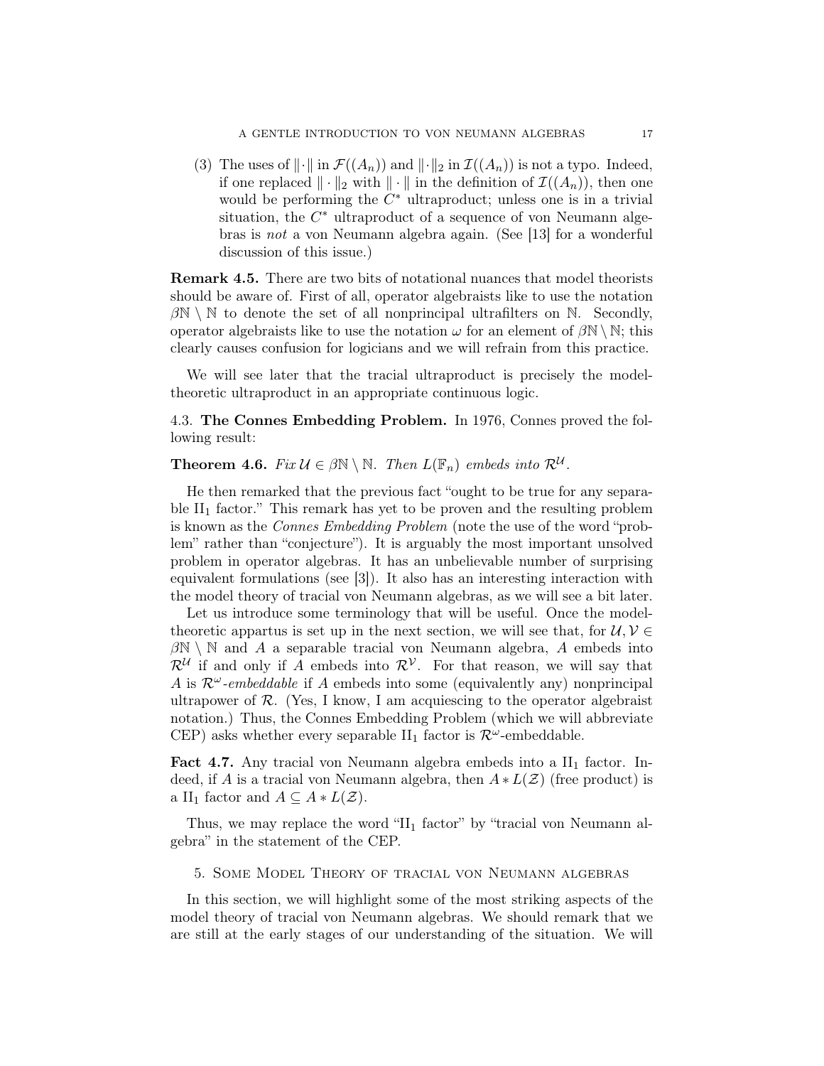(3) The uses of $\|\cdot\|$ in $\mathcal{F}((A_n))$ and $\|\cdot\|_2$ in $\mathcal{I}((A_n))$ is not a typo. Indeed, if one replaced $\|\cdot\|_2$ with $\|\cdot\|$ in the definition of $\mathcal{I}((A_n))$, then one would be performing the $C^*$ ultraproduct; unless one is in a trivial situation, the $C^*$ ultraproduct of a sequence of von Neumann algebras is *not* a von Neumann algebra again. (See [13] for a wonderful discussion of this issue.)

**Remark 4.5.** There are two bits of notational nuances that model theorists should be aware of. First of all, operator algebraists like to use the notation $\beta\mathbb{N} \setminus \mathbb{N}$ to denote the set of all nonprincipal ultrafilters on $\mathbb{N}$. Secondly, operator algebraists like to use the notation $\omega$ for an element of $\beta\mathbb{N} \setminus \mathbb{N}$; this clearly causes confusion for logicians and we will refrain from this practice.

We will see later that the tracial ultraproduct is precisely the model-theoretic ultraproduct in an appropriate continuous logic.

### 4.3. The Connes Embedding Problem.

In 1976, Connes proved the following result:

**Theorem 4.6.** *Fix $\mathcal{U} \in \beta\mathbb{N} \setminus \mathbb{N}$. Then $L(\mathbb{F}_n)$ embeds into $\mathcal{R}^{\mathcal{U}}$.*

He then remarked that the previous fact "ought to be true for any separable $\mathrm{II}_1$ factor." This remark has yet to be proven and the resulting problem is known as the *Connes Embedding Problem* (note the use of the word "problem" rather than "conjecture"). It is arguably the most important unsolved problem in operator algebras. It has an unbelievable number of surprising equivalent formulations (see [3]). It also has an interesting interaction with the model theory of tracial von Neumann algebras, as we will see a bit later.

Let us introduce some terminology that will be useful. Once the model-theoretic appartus is set up in the next section, we will see that, for $\mathcal{U}, \mathcal{V} \in \beta\mathbb{N} \setminus \mathbb{N}$ and $A$ a separable tracial von Neumann algebra, $A$ embeds into $\mathcal{R}^{\mathcal{U}}$ if and only if $A$ embeds into $\mathcal{R}^{\mathcal{V}}$. For that reason, we will say that $A$ is *$\mathcal{R}^\omega$-embeddable* if $A$ embeds into some (equivalently any) nonprincipal ultrapower of $\mathcal{R}$. (Yes, I know, I am acquiescing to the operator algebraist notation.) Thus, the Connes Embedding Problem (which we will abbreviate CEP) asks whether every separable $\mathrm{II}_1$ factor is $\mathcal{R}^\omega$-embeddable.

**Fact 4.7.** Any tracial von Neumann algebra embeds into a $\mathrm{II}_1$ factor. Indeed, if $A$ is a tracial von Neumann algebra, then $A * L(\mathcal{Z})$ (free product) is a $\mathrm{II}_1$ factor and $A \subseteq A * L(\mathcal{Z})$.

Thus, we may replace the word "$\mathrm{II}_1$ factor" by "tracial von Neumann algebra" in the statement of the CEP.

## 5. Some Model Theory of tracial von Neumann algebras

In this section, we will highlight some of the most striking aspects of the model theory of tracial von Neumann algebras. We should remark that we are still at the early stages of our understanding of the situation. We will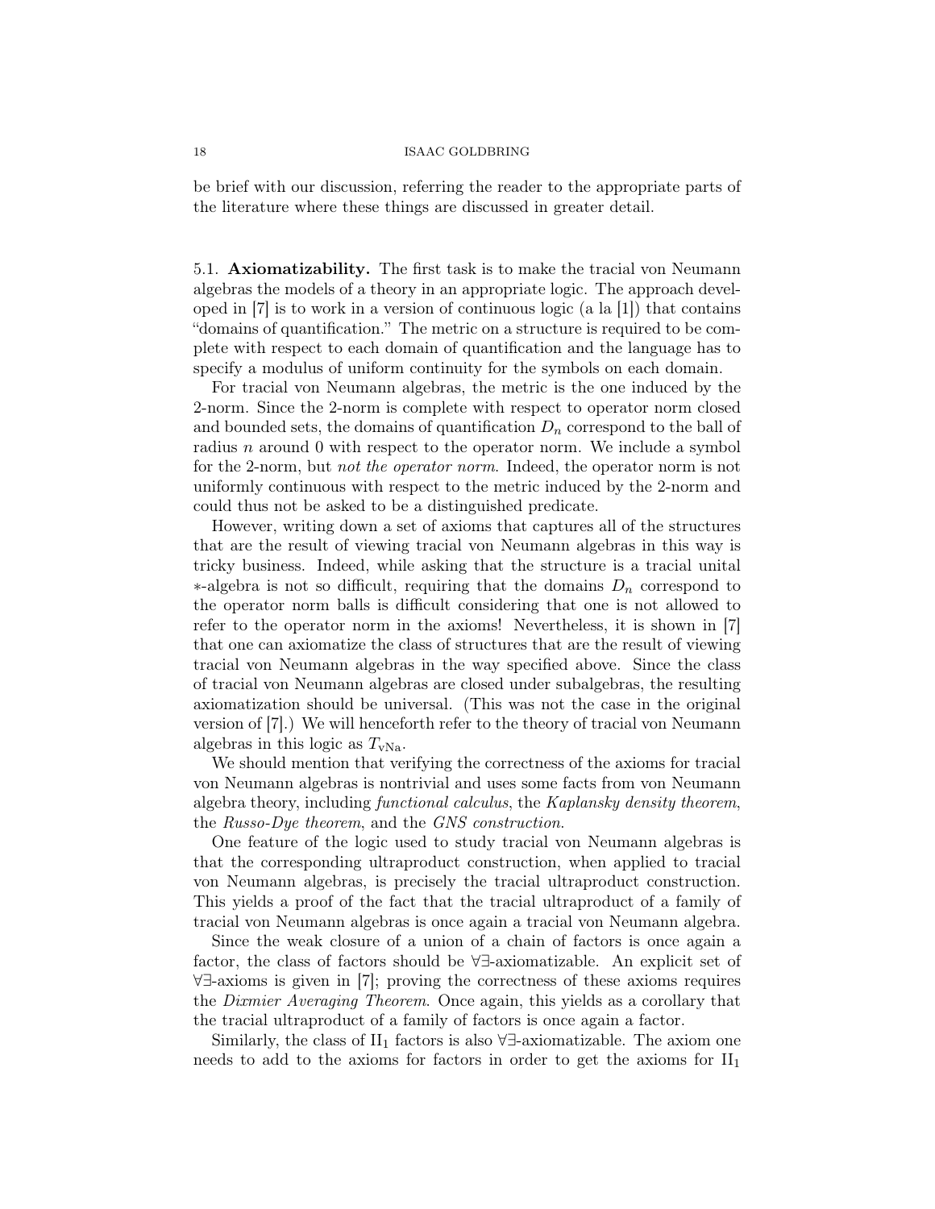be brief with our discussion, referring the reader to the appropriate parts of the literature where these things are discussed in greater detail.

5.1. **Axiomatizability.** The first task is to make the tracial von Neumann algebras the models of a theory in an appropriate logic. The approach developed in [7] is to work in a version of continuous logic (a la [1]) that contains "domains of quantification." The metric on a structure is required to be complete with respect to each domain of quantification and the language has to specify a modulus of uniform continuity for the symbols on each domain.

For tracial von Neumann algebras, the metric is the one induced by the 2-norm. Since the 2-norm is complete with respect to operator norm closed and bounded sets, the domains of quantification $D_n$ correspond to the ball of radius $n$ around 0 with respect to the operator norm. We include a symbol for the 2-norm, but *not the operator norm*. Indeed, the operator norm is not uniformly continuous with respect to the metric induced by the 2-norm and could thus not be asked to be a distinguished predicate.

However, writing down a set of axioms that captures all of the structures that are the result of viewing tracial von Neumann algebras in this way is tricky business. Indeed, while asking that the structure is a tracial unital $*$-algebra is not so difficult, requiring that the domains $D_n$ correspond to the operator norm balls is difficult considering that one is not allowed to refer to the operator norm in the axioms! Nevertheless, it is shown in [7] that one can axiomatize the class of structures that are the result of viewing tracial von Neumann algebras in the way specified above. Since the class of tracial von Neumann algebras are closed under subalgebras, the resulting axiomatization should be universal. (This was not the case in the original version of [7].) We will henceforth refer to the theory of tracial von Neumann algebras in this logic as $T_{\mathrm{vNa}}$.

We should mention that verifying the correctness of the axioms for tracial von Neumann algebras is nontrivial and uses some facts from von Neumann algebra theory, including *functional calculus*, the *Kaplansky density theorem*, the *Russo-Dye theorem*, and the *GNS construction*.

One feature of the logic used to study tracial von Neumann algebras is that the corresponding ultraproduct construction, when applied to tracial von Neumann algebras, is precisely the tracial ultraproduct construction. This yields a proof of the fact that the tracial ultraproduct of a family of tracial von Neumann algebras is once again a tracial von Neumann algebra.

Since the weak closure of a union of a chain of factors is once again a factor, the class of factors should be $\forall\exists$-axiomatizable. An explicit set of $\forall\exists$-axioms is given in [7]; proving the correctness of these axioms requires the *Dixmier Averaging Theorem*. Once again, this yields as a corollary that the tracial ultraproduct of a family of factors is once again a factor.

Similarly, the class of $\mathrm{II}_1$ factors is also $\forall\exists$-axiomatizable. The axiom one needs to add to the axioms for factors in order to get the axioms for $\mathrm{II}_1$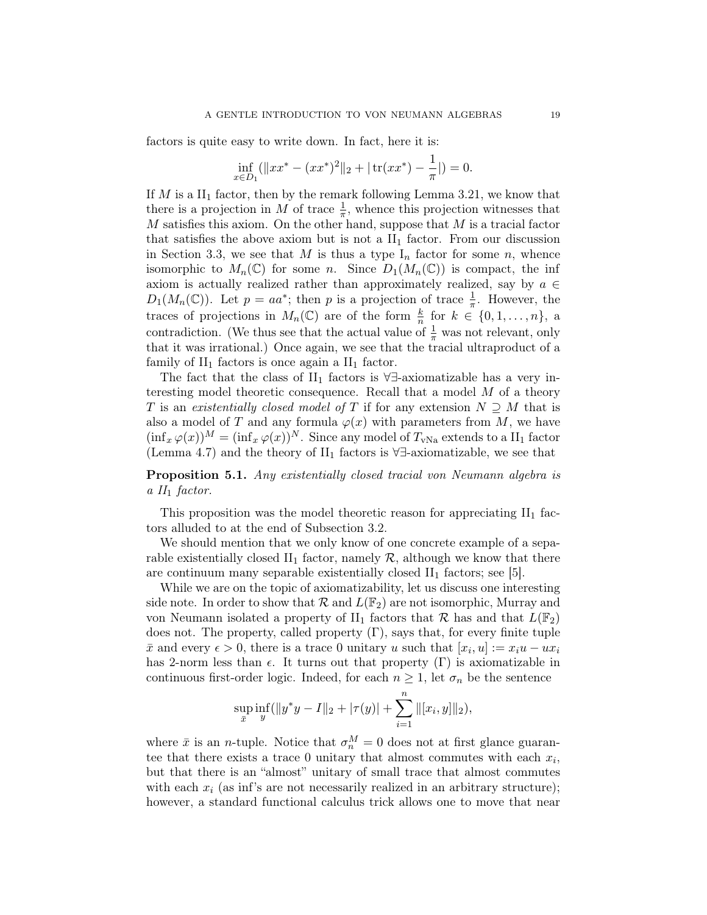factors is quite easy to write down. In fact, here it is:

$$\inf_{x \in D_1} (\|xx^* - (xx^*)^2\|_2 + |\operatorname{tr}(xx^*) - \frac{1}{\pi}|) = 0.$$

If $M$ is a $\mathrm{II}_1$ factor, then by the remark following Lemma 3.21, we know that there is a projection in $M$ of trace $\frac{1}{\pi}$, whence this projection witnesses that $M$ satisfies this axiom. On the other hand, suppose that $M$ is a tracial factor that satisfies the above axiom but is not a $\mathrm{II}_1$ factor. From our discussion in Section 3.3, we see that $M$ is thus a type $\mathrm{I}_n$ factor for some $n$, whence isomorphic to $M_n(\mathbb{C})$ for some $n$. Since $D_1(M_n(\mathbb{C}))$ is compact, the inf axiom is actually realized rather than approximately realized, say by $a \in D_1(M_n(\mathbb{C}))$. Let $p = aa^*$; then $p$ is a projection of trace $\frac{1}{\pi}$. However, the traces of projections in $M_n(\mathbb{C})$ are of the form $\frac{k}{n}$ for $k \in \{0, 1, \ldots, n\}$, a contradiction. (We thus see that the actual value of $\frac{1}{\pi}$ was not relevant, only that it was irrational.) Once again, we see that the tracial ultraproduct of a family of $\mathrm{II}_1$ factors is once again a $\mathrm{II}_1$ factor.

The fact that the class of $\mathrm{II}_1$ factors is $\forall\exists$-axiomatizable has a very interesting model theoretic consequence. Recall that a model $M$ of a theory $T$ is an *existentially closed model of* $T$ if for any extension $N \supseteq M$ that is also a model of $T$ and any formula $\varphi(x)$ with parameters from $M$, we have $(\inf_x \varphi(x))^M = (\inf_x \varphi(x))^N$. Since any model of $T_{\mathrm{vNa}}$ extends to a $\mathrm{II}_1$ factor (Lemma 4.7) and the theory of $\mathrm{II}_1$ factors is $\forall\exists$-axiomatizable, we see that

**Proposition 5.1.** *Any existentially closed tracial von Neumann algebra is a $\mathrm{II}_1$ factor.*

This proposition was the model theoretic reason for appreciating $\mathrm{II}_1$ factors alluded to at the end of Subsection 3.2.

We should mention that we only know of one concrete example of a separable existentially closed $\mathrm{II}_1$ factor, namely $\mathcal{R}$, although we know that there are continuum many separable existentially closed $\mathrm{II}_1$ factors; see [5].

While we are on the topic of axiomatizability, let us discuss one interesting side note. In order to show that $\mathcal{R}$ and $L(\mathbb{F}_2)$ are not isomorphic, Murray and von Neumann isolated a property of $\mathrm{II}_1$ factors that $\mathcal{R}$ has and that $L(\mathbb{F}_2)$ does not. The property, called property $(\Gamma)$, says that, for every finite tuple $\bar{x}$ and every $\epsilon > 0$, there is a trace 0 unitary $u$ such that $[x_i, u] := x_i u - u x_i$ has 2-norm less than $\epsilon$. It turns out that property $(\Gamma)$ is axiomatizable in continuous first-order logic. Indeed, for each $n \geq 1$, let $\sigma_n$ be the sentence

$$\sup_{\bar{x}} \inf_{y} (\|y^* y - I\|_2 + |\tau(y)| + \sum_{i=1}^{n} \|[x_i, y]\|_2),$$

where $\bar{x}$ is an $n$-tuple. Notice that $\sigma_n^M = 0$ does not at first glance guarantee that there exists a trace 0 unitary that almost commutes with each $x_i$, but that there is an "almost" unitary of small trace that almost commutes with each $x_i$ (as inf's are not necessarily realized in an arbitrary structure); however, a standard functional calculus trick allows one to move that near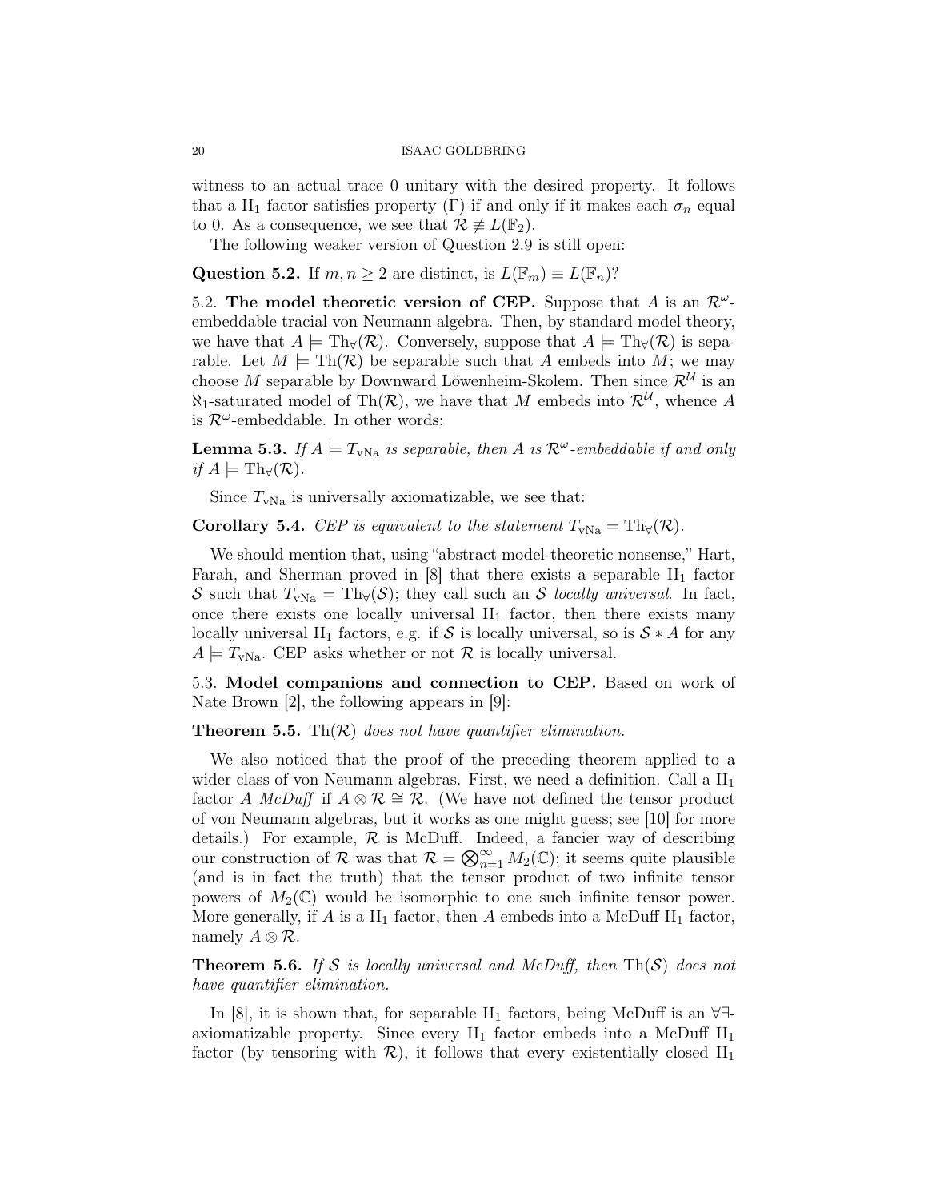witness to an actual trace 0 unitary with the desired property. It follows that a $\mathrm{II}_1$ factor satisfies property ($\Gamma$) if and only if it makes each $\sigma_n$ equal to 0. As a consequence, we see that $\mathcal{R} \not\equiv L(\mathbb{F}_2)$.

The following weaker version of Question 2.9 is still open:

**Question 5.2.** If $m, n \geq 2$ are distinct, is $L(\mathbb{F}_m) \equiv L(\mathbb{F}_n)$?

5.2. **The model theoretic version of CEP.** Suppose that $A$ is an $\mathcal{R}^\omega$-embeddable tracial von Neumann algebra. Then, by standard model theory, we have that $A \models \mathrm{Th}_\forall(\mathcal{R})$. Conversely, suppose that $A \models \mathrm{Th}_\forall(\mathcal{R})$ is separable. Let $M \models \mathrm{Th}(\mathcal{R})$ be separable such that $A$ embeds into $M$; we may choose $M$ separable by Downward Löwenheim-Skolem. Then since $\mathcal{R}^\mathcal{U}$ is an $\aleph_1$-saturated model of $\mathrm{Th}(\mathcal{R})$, we have that $M$ embeds into $\mathcal{R}^\mathcal{U}$, whence $A$ is $\mathcal{R}^\omega$-embeddable. In other words:

**Lemma 5.3.** *If $A \models T_{\mathrm{vNa}}$ is separable, then $A$ is $\mathcal{R}^\omega$-embeddable if and only if $A \models \mathrm{Th}_\forall(\mathcal{R})$.*

Since $T_{\mathrm{vNa}}$ is universally axiomatizable, we see that:

**Corollary 5.4.** *CEP is equivalent to the statement $T_{\mathrm{vNa}} = \mathrm{Th}_\forall(\mathcal{R})$.*

We should mention that, using "abstract model-theoretic nonsense," Hart, Farah, and Sherman proved in [8] that there exists a separable $\mathrm{II}_1$ factor $\mathcal{S}$ such that $T_{\mathrm{vNa}} = \mathrm{Th}_\forall(\mathcal{S})$; they call such an $\mathcal{S}$ *locally universal*. In fact, once there exists one locally universal $\mathrm{II}_1$ factor, then there exists many locally universal $\mathrm{II}_1$ factors, e.g. if $\mathcal{S}$ is locally universal, so is $\mathcal{S} * A$ for any $A \models T_{\mathrm{vNa}}$. CEP asks whether or not $\mathcal{R}$ is locally universal.

5.3. **Model companions and connection to CEP.** Based on work of Nate Brown [2], the following appears in [9]:

**Theorem 5.5.** *$\mathrm{Th}(\mathcal{R})$ does not have quantifier elimination.*

We also noticed that the proof of the preceding theorem applied to a wider class of von Neumann algebras. First, we need a definition. Call a $\mathrm{II}_1$ factor $A$ *McDuff* if $A \otimes \mathcal{R} \cong \mathcal{R}$. (We have not defined the tensor product of von Neumann algebras, but it works as one might guess; see [10] for more details.) For example, $\mathcal{R}$ is McDuff. Indeed, a fancier way of describing our construction of $\mathcal{R}$ was that $\mathcal{R} = \bigotimes_{n=1}^\infty M_2(\mathbb{C})$; it seems quite plausible (and is in fact the truth) that the tensor product of two infinite tensor powers of $M_2(\mathbb{C})$ would be isomorphic to one such infinite tensor power. More generally, if $A$ is a $\mathrm{II}_1$ factor, then $A$ embeds into a McDuff $\mathrm{II}_1$ factor, namely $A \otimes \mathcal{R}$.

**Theorem 5.6.** *If $\mathcal{S}$ is locally universal and McDuff, then $\mathrm{Th}(\mathcal{S})$ does not have quantifier elimination.*

In [8], it is shown that, for separable $\mathrm{II}_1$ factors, being McDuff is an $\forall\exists$-axiomatizable property. Since every $\mathrm{II}_1$ factor embeds into a McDuff $\mathrm{II}_1$ factor (by tensoring with $\mathcal{R}$), it follows that every existentially closed $\mathrm{II}_1$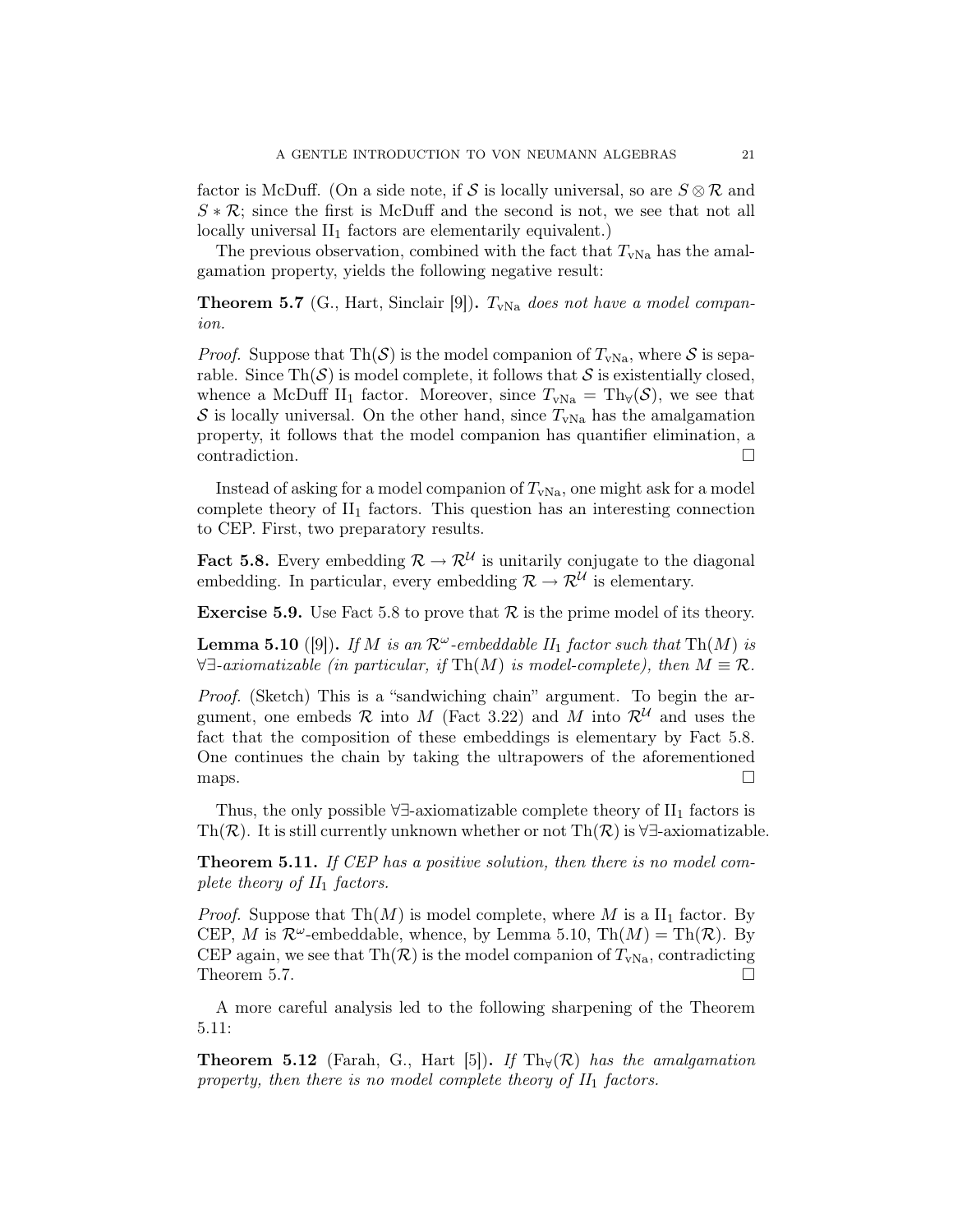factor is McDuff. (On a side note, if $\mathcal{S}$ is locally universal, so are $S \otimes \mathcal{R}$ and $S * \mathcal{R}$; since the first is McDuff and the second is not, we see that not all locally universal $\mathrm{II}_1$ factors are elementarily equivalent.)

The previous observation, combined with the fact that $T_{\mathrm{vNa}}$ has the amalgamation property, yields the following negative result:

**Theorem 5.7** (G., Hart, Sinclair [9])**.** *$T_{\mathrm{vNa}}$ does not have a model companion.*

*Proof.* Suppose that $\mathrm{Th}(\mathcal{S})$ is the model companion of $T_{\mathrm{vNa}}$, where $\mathcal{S}$ is separable. Since $\mathrm{Th}(\mathcal{S})$ is model complete, it follows that $\mathcal{S}$ is existentially closed, whence a McDuff $\mathrm{II}_1$ factor. Moreover, since $T_{\mathrm{vNa}} = \mathrm{Th}_\forall(\mathcal{S})$, we see that $\mathcal{S}$ is locally universal. On the other hand, since $T_{\mathrm{vNa}}$ has the amalgamation property, it follows that the model companion has quantifier elimination, a contradiction. □

Instead of asking for a model companion of $T_{\mathrm{vNa}}$, one might ask for a model complete theory of $\mathrm{II}_1$ factors. This question has an interesting connection to CEP. First, two preparatory results.

**Fact 5.8.** Every embedding $\mathcal{R} \to \mathcal{R}^{\mathcal{U}}$ is unitarily conjugate to the diagonal embedding. In particular, every embedding $\mathcal{R} \to \mathcal{R}^{\mathcal{U}}$ is elementary.

**Exercise 5.9.** Use Fact 5.8 to prove that $\mathcal{R}$ is the prime model of its theory.

**Lemma 5.10** ([9])**.** *If $M$ is an $\mathcal{R}^\omega$-embeddable $II_1$ factor such that $\mathrm{Th}(M)$ is $\forall\exists$-axiomatizable (in particular, if $\mathrm{Th}(M)$ is model-complete), then $M \equiv \mathcal{R}$.*

*Proof.* (Sketch) This is a "sandwiching chain" argument. To begin the argument, one embeds $\mathcal{R}$ into $M$ (Fact 3.22) and $M$ into $\mathcal{R}^{\mathcal{U}}$ and uses the fact that the composition of these embeddings is elementary by Fact 5.8. One continues the chain by taking the ultrapowers of the aforementioned maps. □

Thus, the only possible $\forall\exists$-axiomatizable complete theory of $\mathrm{II}_1$ factors is $\mathrm{Th}(\mathcal{R})$. It is still currently unknown whether or not $\mathrm{Th}(\mathcal{R})$ is $\forall\exists$-axiomatizable.

**Theorem 5.11.** *If CEP has a positive solution, then there is no model complete theory of $II_1$ factors.*

*Proof.* Suppose that $\mathrm{Th}(M)$ is model complete, where $M$ is a $\mathrm{II}_1$ factor. By CEP, $M$ is $\mathcal{R}^\omega$-embeddable, whence, by Lemma 5.10, $\mathrm{Th}(M) = \mathrm{Th}(\mathcal{R})$. By CEP again, we see that $\mathrm{Th}(\mathcal{R})$ is the model companion of $T_{\mathrm{vNa}}$, contradicting Theorem 5.7. □

A more careful analysis led to the following sharpening of the Theorem 5.11:

**Theorem 5.12** (Farah, G., Hart [5])**.** *If $\mathrm{Th}_\forall(\mathcal{R})$ has the amalgamation property, then there is no model complete theory of $II_1$ factors.*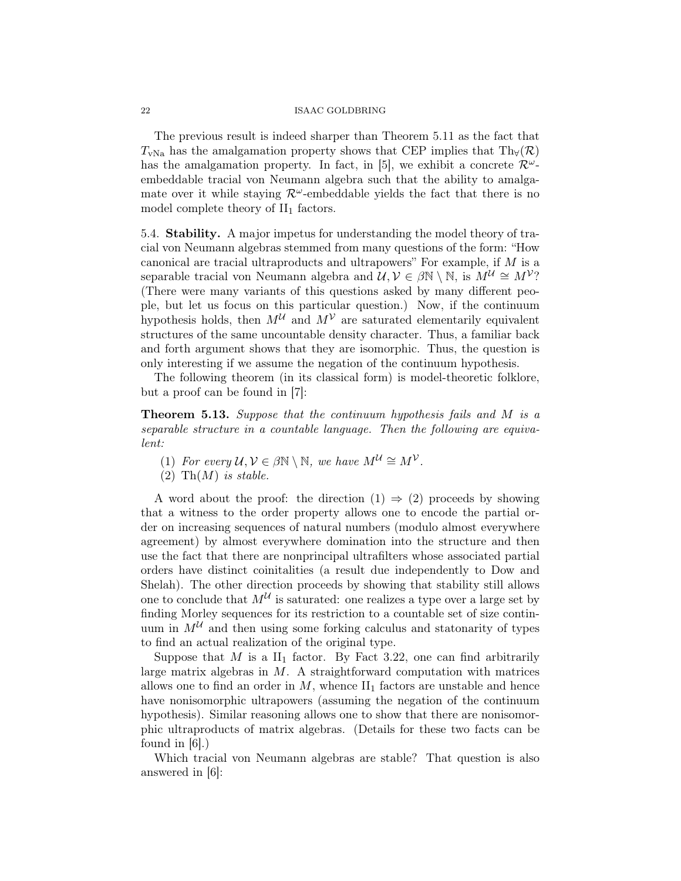The previous result is indeed sharper than Theorem 5.11 as the fact that $T_{\mathrm{vNa}}$ has the amalgamation property shows that CEP implies that $\mathrm{Th}_\forall(\mathcal{R})$ has the amalgamation property. In fact, in [5], we exhibit a concrete $\mathcal{R}^\omega$-embeddable tracial von Neumann algebra such that the ability to amalgamate over it while staying $\mathcal{R}^\omega$-embeddable yields the fact that there is no model complete theory of $\mathrm{II}_1$ factors.

5.4. **Stability.** A major impetus for understanding the model theory of tracial von Neumann algebras stemmed from many questions of the form: "How canonical are tracial ultraproducts and ultrapowers" For example, if $M$ is a separable tracial von Neumann algebra and $\mathcal{U}, \mathcal{V} \in \beta\mathbb{N} \setminus \mathbb{N}$, is $M^\mathcal{U} \cong M^\mathcal{V}$? (There were many variants of this questions asked by many different people, but let us focus on this particular question.) Now, if the continuum hypothesis holds, then $M^\mathcal{U}$ and $M^\mathcal{V}$ are saturated elementarily equivalent structures of the same uncountable density character. Thus, a familiar back and forth argument shows that they are isomorphic. Thus, the question is only interesting if we assume the negation of the continuum hypothesis.

The following theorem (in its classical form) is model-theoretic folklore, but a proof can be found in [7]:

**Theorem 5.13.** *Suppose that the continuum hypothesis fails and $M$ is a separable structure in a countable language. Then the following are equivalent:*

(1) *For every $\mathcal{U}, \mathcal{V} \in \beta\mathbb{N} \setminus \mathbb{N}$, we have $M^\mathcal{U} \cong M^\mathcal{V}$.*
(2) *$\mathrm{Th}(M)$ is stable.*

A word about the proof: the direction (1) $\Rightarrow$ (2) proceeds by showing that a witness to the order property allows one to encode the partial order on increasing sequences of natural numbers (modulo almost everywhere agreement) by almost everywhere domination into the structure and then use the fact that there are nonprincipal ultrafilters whose associated partial orders have distinct coinitalities (a result due independently to Dow and Shelah). The other direction proceeds by showing that stability still allows one to conclude that $M^\mathcal{U}$ is saturated: one realizes a type over a large set by finding Morley sequences for its restriction to a countable set of size continuum in $M^\mathcal{U}$ and then using some forking calculus and statonarity of types to find an actual realization of the original type.

Suppose that $M$ is a $\mathrm{II}_1$ factor. By Fact 3.22, one can find arbitrarily large matrix algebras in $M$. A straightforward computation with matrices allows one to find an order in $M$, whence $\mathrm{II}_1$ factors are unstable and hence have nonisomorphic ultrapowers (assuming the negation of the continuum hypothesis). Similar reasoning allows one to show that there are nonisomorphic ultraproducts of matrix algebras. (Details for these two facts can be found in [6].)

Which tracial von Neumann algebras are stable? That question is also answered in [6]: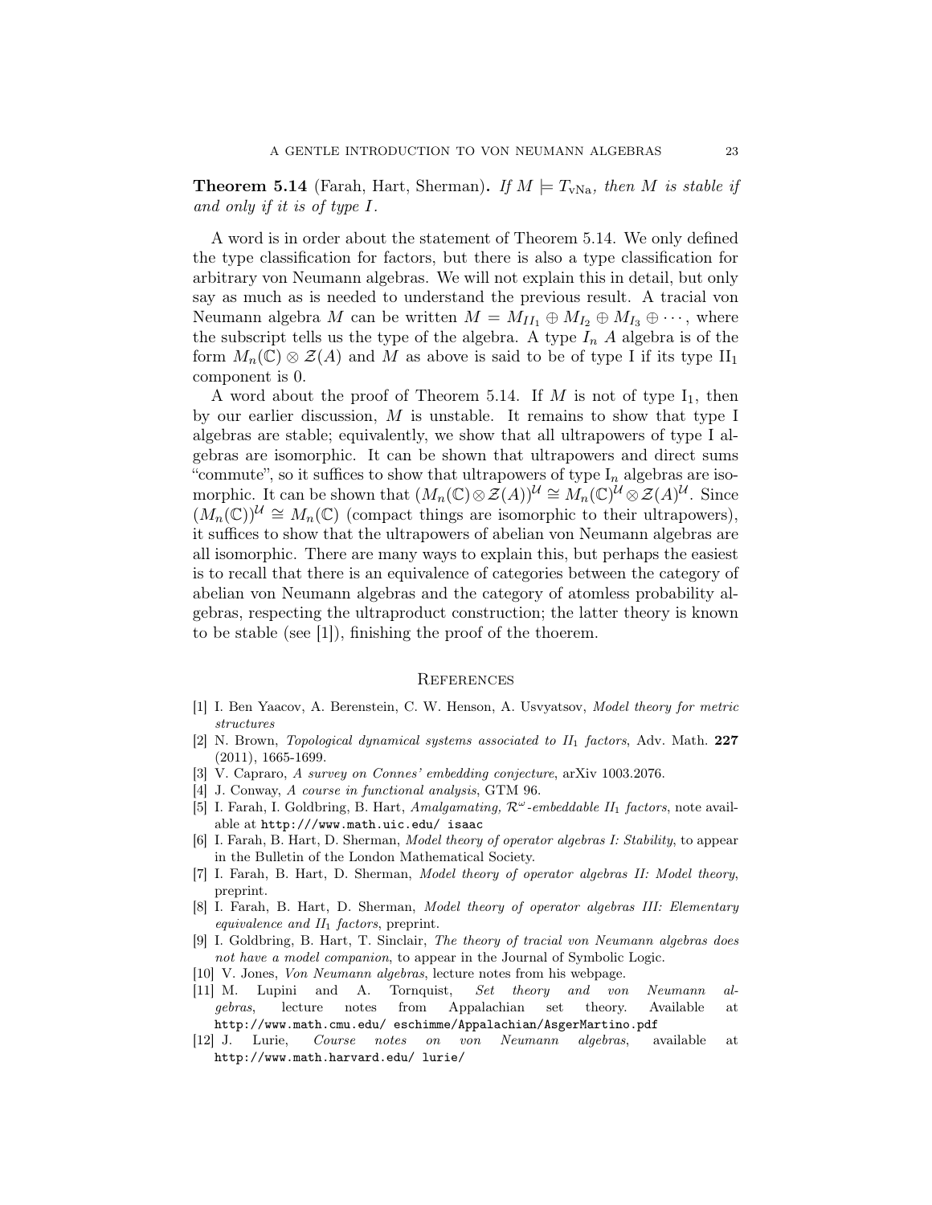**Theorem 5.14** (Farah, Hart, Sherman)**.** *If $M \models T_{\text{vNa}}$, then $M$ is stable if and only if it is of type $I$.*

A word is in order about the statement of Theorem 5.14. We only defined the type classification for factors, but there is also a type classification for arbitrary von Neumann algebras. We will not explain this in detail, but only say as much as is needed to understand the previous result. A tracial von Neumann algebra $M$ can be written $M = M_{II_1} \oplus M_{I_2} \oplus M_{I_3} \oplus \cdots$, where the subscript tells us the type of the algebra. A type $I_n$ $A$ algebra is of the form $M_n(\mathbb{C}) \otimes \mathcal{Z}(A)$ and $M$ as above is said to be of type I if its type $\text{II}_1$ component is 0.

A word about the proof of Theorem 5.14. If $M$ is not of type $\text{I}_1$, then by our earlier discussion, $M$ is unstable. It remains to show that type I algebras are stable; equivalently, we show that all ultrapowers of type I algebras are isomorphic. It can be shown that ultrapowers and direct sums "commute", so it suffices to show that ultrapowers of type $\text{I}_n$ algebras are isomorphic. It can be shown that $(M_n(\mathbb{C}) \otimes \mathcal{Z}(A))^{\mathcal{U}} \cong M_n(\mathbb{C})^{\mathcal{U}} \otimes \mathcal{Z}(A)^{\mathcal{U}}$. Since $(M_n(\mathbb{C}))^{\mathcal{U}} \cong M_n(\mathbb{C})$ (compact things are isomorphic to their ultrapowers), it suffices to show that the ultrapowers of abelian von Neumann algebras are all isomorphic. There are many ways to explain this, but perhaps the easiest is to recall that there is an equivalence of categories between the category of abelian von Neumann algebras and the category of atomless probability algebras, respecting the ultraproduct construction; the latter theory is known to be stable (see [1]), finishing the proof of the thoerem.

## References

[1] I. Ben Yaacov, A. Berenstein, C. W. Henson, A. Usvyatsov, *Model theory for metric structures*

[2] N. Brown, *Topological dynamical systems associated to $II_1$ factors*, Adv. Math. **227** (2011), 1665-1699.

[3] V. Capraro, *A survey on Connes' embedding conjecture*, arXiv 1003.2076.

[4] J. Conway, *A course in functional analysis*, GTM 96.

[5] I. Farah, I. Goldbring, B. Hart, *Amalgamating, $\mathcal{R}^\omega$-embeddable $II_1$ factors*, note available at `http:///www.math.uic.edu/ isaac`

[6] I. Farah, B. Hart, D. Sherman, *Model theory of operator algebras I: Stability*, to appear in the Bulletin of the London Mathematical Society.

[7] I. Farah, B. Hart, D. Sherman, *Model theory of operator algebras II: Model theory*, preprint.

[8] I. Farah, B. Hart, D. Sherman, *Model theory of operator algebras III: Elementary equivalence and $II_1$ factors*, preprint.

[9] I. Goldbring, B. Hart, T. Sinclair, *The theory of tracial von Neumann algebras does not have a model companion*, to appear in the Journal of Symbolic Logic.

[10] V. Jones, *Von Neumann algebras*, lecture notes from his webpage.

[11] M. Lupini and A. Tornquist, *Set theory and von Neumann algebras*, lecture notes from Appalachian set theory. Available at `http://www.math.cmu.edu/ eschimme/Appalachian/AsgerMartino.pdf`

[12] J. Lurie, *Course notes on von Neumann algebras*, available at `http://www.math.harvard.edu/ lurie/`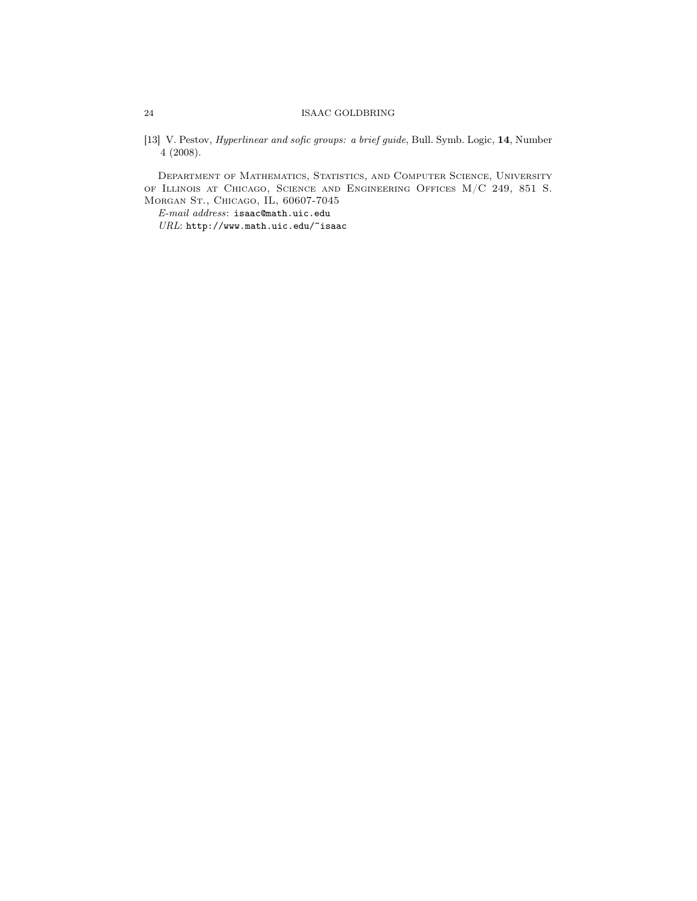[13] V. Pestov, *Hyperlinear and sofic groups: a brief guide*, Bull. Symb. Logic, **14**, Number 4 (2008).

Department of Mathematics, Statistics, and Computer Science, University of Illinois at Chicago, Science and Engineering Offices M/C 249, 851 S. Morgan St., Chicago, IL, 60607-7045

*E-mail address*: isaac@math.uic.edu

*URL*: http://www.math.uic.edu/~isaac